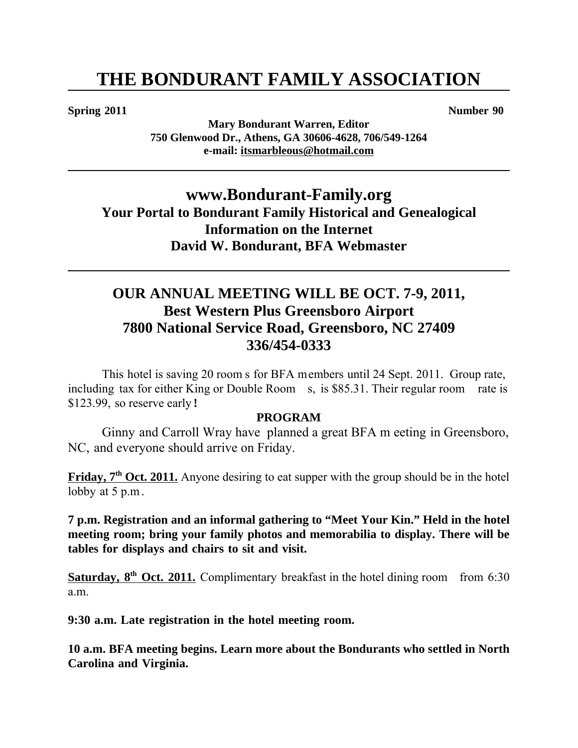# THE BONDURANT FAMILY ASSOCIATION

**Spring 2011** **Number 90**

**Mary Bondurant Warren, Editor**
**750 Glenwood Dr., Athens, GA 30606-4628, 706/549-1264**
**e-mail: itsmarbleous@hotmail.com**

---

## www.Bondurant-Family.org
### Your Portal to Bondurant Family Historical and Genealogical Information on the Internet
### David W. Bondurant, BFA Webmaster

---

## OUR ANNUAL MEETING WILL BE OCT. 7-9, 2011, Best Western Plus Greensboro Airport 7800 National Service Road, Greensboro, NC 27409 336/454-0333

This hotel is saving 20 rooms for BFA members until 24 Sept. 2011. Group rate, including tax for either King or Double Rooms, is $85.31. Their regular room rate is $123.99, so reserve early!

**PROGRAM**

Ginny and Carroll Wray have planned a great BFA meeting in Greensboro, NC, and everyone should arrive on Friday.

**Friday, 7th Oct. 2011.** Anyone desiring to eat supper with the group should be in the hotel lobby at 5 p.m.

**7 p.m. Registration and an informal gathering to "Meet Your Kin." Held in the hotel meeting room; bring your family photos and memorabilia to display. There will be tables for displays and chairs to sit and visit.**

**Saturday, 8th Oct. 2011.** Complimentary breakfast in the hotel dining room from 6:30 a.m.

**9:30 a.m. Late registration in the hotel meeting room.**

**10 a.m. BFA meeting begins. Learn more about the Bondurants who settled in North Carolina and Virginia.**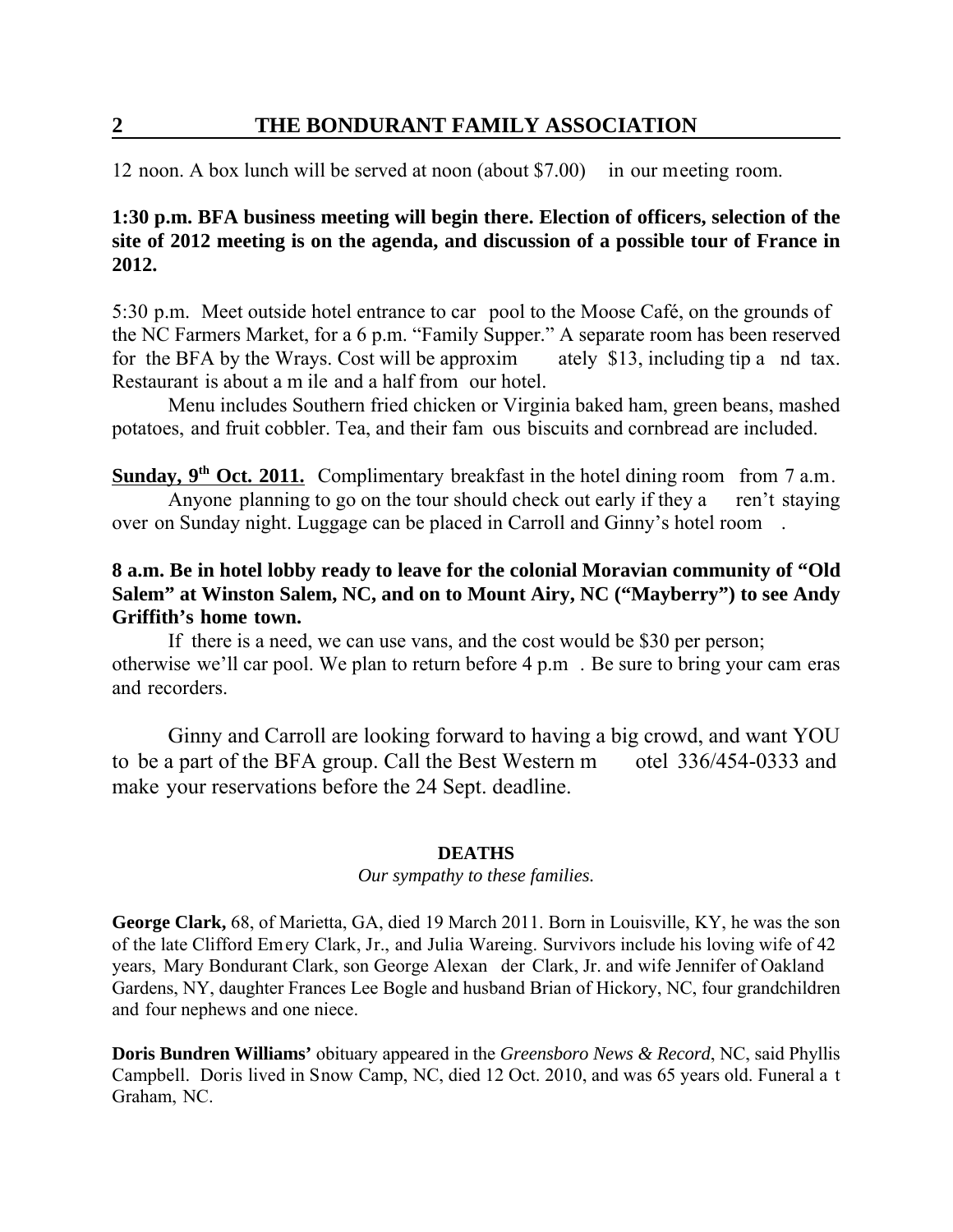12 noon. A box lunch will be served at noon (about $7.00) in our meeting room.

**1:30 p.m. BFA business meeting will begin there. Election of officers, selection of the site of 2012 meeting is on the agenda, and discussion of a possible tour of France in 2012.**

5:30 p.m. Meet outside hotel entrance to car pool to the Moose Café, on the grounds of the NC Farmers Market, for a 6 p.m. "Family Supper." A separate room has been reserved for the BFA by the Wrays. Cost will be approximately $13, including tip and tax. Restaurant is about a mile and a half from our hotel.

Menu includes Southern fried chicken or Virginia baked ham, green beans, mashed potatoes, and fruit cobbler. Tea, and their famous biscuits and cornbread are included.

**<u>Sunday, 9th Oct. 2011.</u>** Complimentary breakfast in the hotel dining room from 7 a.m.

Anyone planning to go on the tour should check out early if they aren't staying over on Sunday night. Luggage can be placed in Carroll and Ginny's hotel room.

**8 a.m. Be in hotel lobby ready to leave for the colonial Moravian community of "Old Salem" at Winston Salem, NC, and on to Mount Airy, NC ("Mayberry") to see Andy Griffith's home town.**

If there is a need, we can use vans, and the cost would be $30 per person; otherwise we'll car pool. We plan to return before 4 p.m. Be sure to bring your cameras and recorders.

Ginny and Carroll are looking forward to having a big crowd, and want YOU to be a part of the BFA group. Call the Best Western motel 336/454-0333 and make your reservations before the 24 Sept. deadline.

### DEATHS

*Our sympathy to these families.*

**George Clark,** 68, of Marietta, GA, died 19 March 2011. Born in Louisville, KY, he was the son of the late Clifford Emery Clark, Jr., and Julia Wareing. Survivors include his loving wife of 42 years, Mary Bondurant Clark, son George Alexander Clark, Jr. and wife Jennifer of Oakland Gardens, NY, daughter Frances Lee Bogle and husband Brian of Hickory, NC, four grandchildren and four nephews and one niece.

**Doris Bundren Williams'** obituary appeared in the *Greensboro News & Record*, NC, said Phyllis Campbell. Doris lived in Snow Camp, NC, died 12 Oct. 2010, and was 65 years old. Funeral at Graham, NC.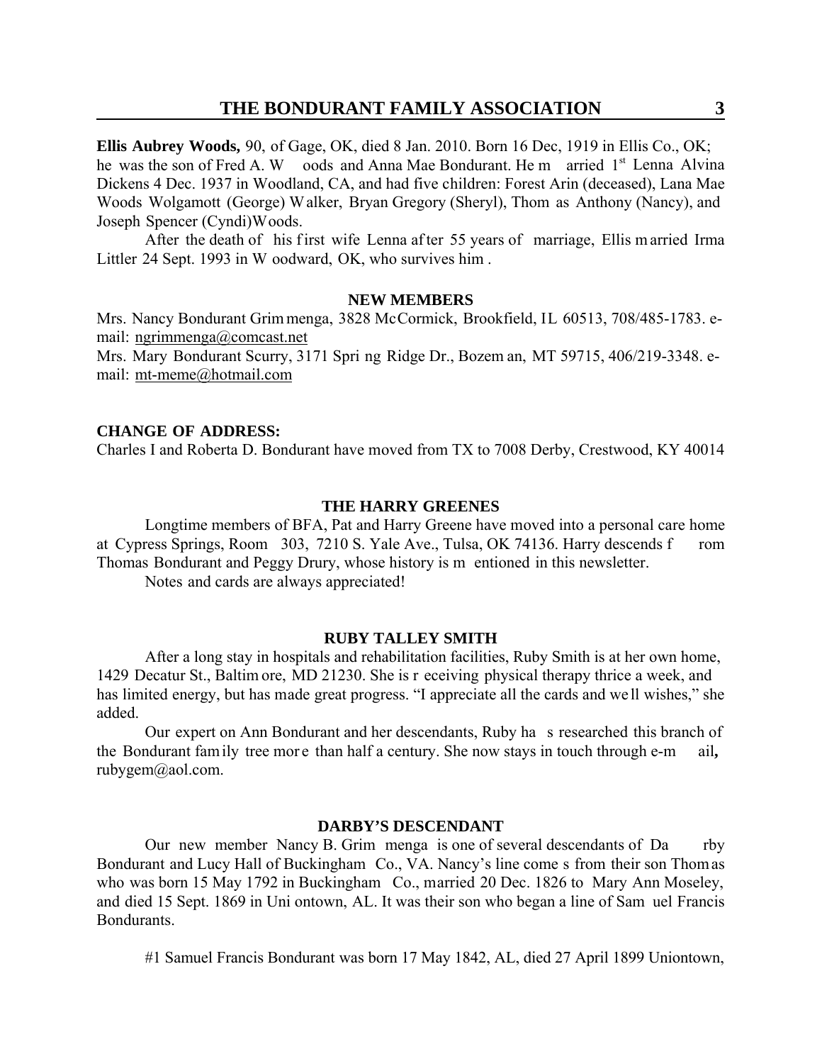**Ellis Aubrey Woods,** 90, of Gage, OK, died 8 Jan. 2010. Born 16 Dec, 1919 in Ellis Co., OK; he was the son of Fred A. Woods and Anna Mae Bondurant. He married 1st Lenna Alvina Dickens 4 Dec. 1937 in Woodland, CA, and had five children: Forest Arin (deceased), Lana Mae Woods Wolgamott (George) Walker, Bryan Gregory (Sheryl), Thomas Anthony (Nancy), and Joseph Spencer (Cyndi)Woods.

After the death of his first wife Lenna after 55 years of marriage, Ellis married Irma Littler 24 Sept. 1993 in Woodward, OK, who survives him.

**NEW MEMBERS**

Mrs. Nancy Bondurant Grimmenga, 3828 McCormick, Brookfield, IL 60513, 708/485-1783. e-mail: ngrimmenga@comcast.net

Mrs. Mary Bondurant Scurry, 3171 Spring Ridge Dr., Bozeman, MT 59715, 406/219-3348. e-mail: mt-meme@hotmail.com

**CHANGE OF ADDRESS:**

Charles I and Roberta D. Bondurant have moved from TX to 7008 Derby, Crestwood, KY 40014

**THE HARRY GREENES**

Longtime members of BFA, Pat and Harry Greene have moved into a personal care home at Cypress Springs, Room 303, 7210 S. Yale Ave., Tulsa, OK 74136. Harry descends from Thomas Bondurant and Peggy Drury, whose history is mentioned in this newsletter.

Notes and cards are always appreciated!

**RUBY TALLEY SMITH**

After a long stay in hospitals and rehabilitation facilities, Ruby Smith is at her own home, 1429 Decatur St., Baltimore, MD 21230. She is receiving physical therapy thrice a week, and has limited energy, but has made great progress. "I appreciate all the cards and well wishes," she added.

Our expert on Ann Bondurant and her descendants, Ruby has researched this branch of the Bondurant family tree more than half a century. She now stays in touch through e-mail**,** rubygem@aol.com.

**DARBY'S DESCENDANT**

Our new member Nancy B. Grimmenga is one of several descendants of Darby Bondurant and Lucy Hall of Buckingham Co., VA. Nancy's line comes from their son Thomas who was born 15 May 1792 in Buckingham Co., married 20 Dec. 1826 to Mary Ann Moseley, and died 15 Sept. 1869 in Uniontown, AL. It was their son who began a line of Samuel Francis Bondurants.

#1 Samuel Francis Bondurant was born 17 May 1842, AL, died 27 April 1899 Uniontown,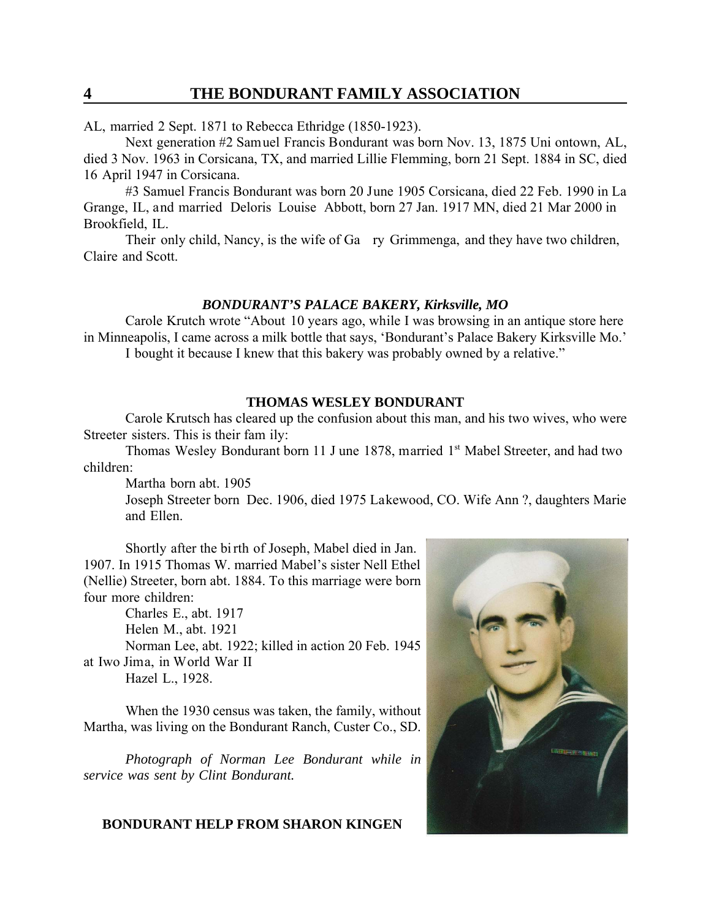AL, married 2 Sept. 1871 to Rebecca Ethridge (1850-1923).

Next generation #2 Samuel Francis Bondurant was born Nov. 13, 1875 Uniontown, AL, died 3 Nov. 1963 in Corsicana, TX, and married Lillie Flemming, born 21 Sept. 1884 in SC, died 16 April 1947 in Corsicana.

#3 Samuel Francis Bondurant was born 20 June 1905 Corsicana, died 22 Feb. 1990 in La Grange, IL, and married Deloris Louise Abbott, born 27 Jan. 1917 MN, died 21 Mar 2000 in Brookfield, IL.

Their only child, Nancy, is the wife of Ga ry Grimmenga, and they have two children, Claire and Scott.

### *BONDURANT'S PALACE BAKERY, Kirksville, MO*

Carole Krutch wrote "About 10 years ago, while I was browsing in an antique store here in Minneapolis, I came across a milk bottle that says, 'Bondurant's Palace Bakery Kirksville Mo.' I bought it because I knew that this bakery was probably owned by a relative."

### THOMAS WESLEY BONDURANT

Carole Krutsch has cleared up the confusion about this man, and his two wives, who were Streeter sisters. This is their family:

Thomas Wesley Bondurant born 11 June 1878, married 1st Mabel Streeter, and had two children:

Martha born abt. 1905

Joseph Streeter born Dec. 1906, died 1975 Lakewood, CO. Wife Ann ?, daughters Marie and Ellen.

Shortly after the birth of Joseph, Mabel died in Jan. 1907. In 1915 Thomas W. married Mabel's sister Nell Ethel (Nellie) Streeter, born abt. 1884. To this marriage were born four more children:

Charles E., abt. 1917

Helen M., abt. 1921

Norman Lee, abt. 1922; killed in action 20 Feb. 1945 at Iwo Jima, in World War II

Hazel L., 1928.

When the 1930 census was taken, the family, without Martha, was living on the Bondurant Ranch, Custer Co., SD.

*Photograph of Norman Lee Bondurant while in service was sent by Clint Bondurant.*

### BONDURANT HELP FROM SHARON KINGEN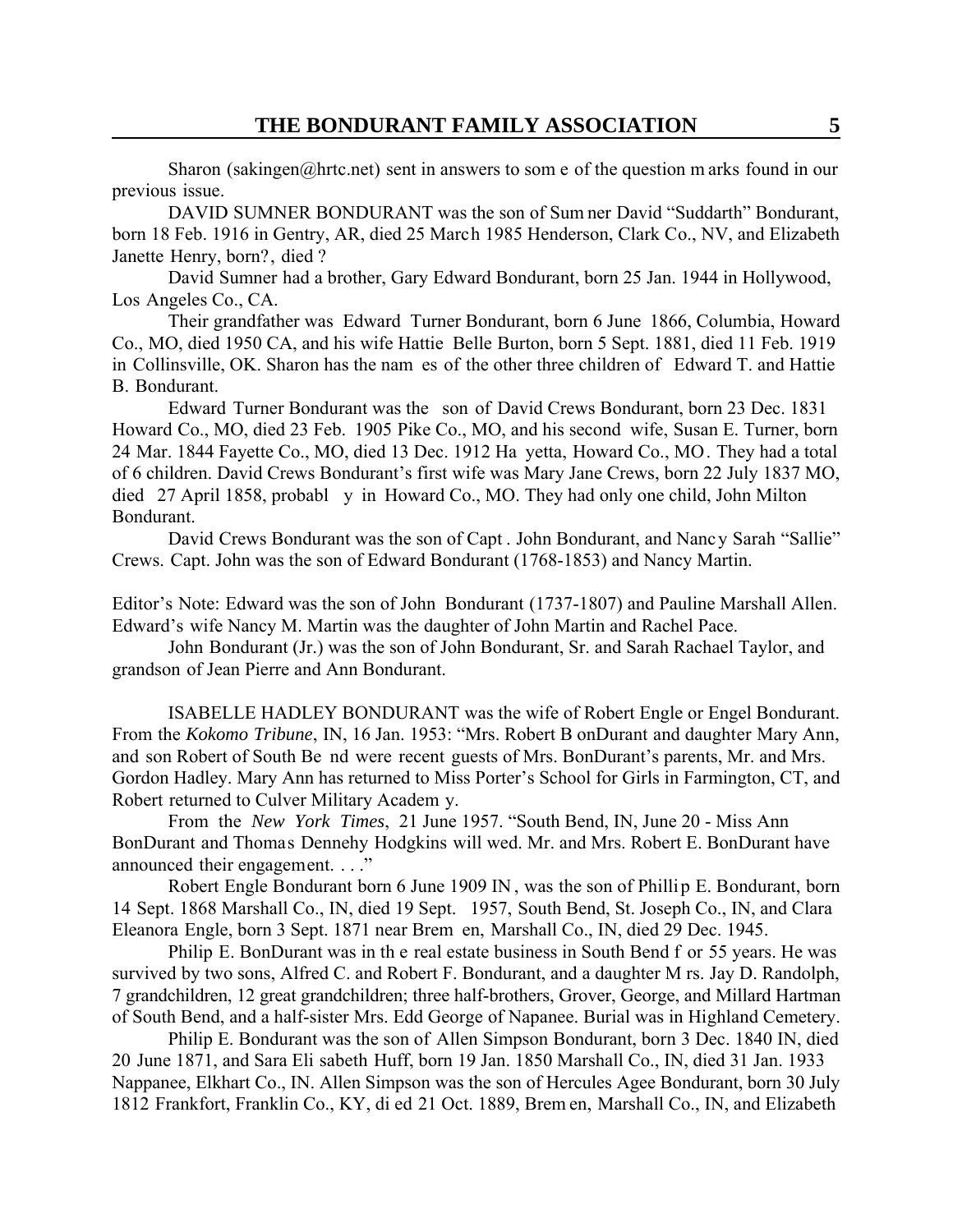Sharon (sakingen@hrtc.net) sent in answers to some of the question marks found in our previous issue.

DAVID SUMNER BONDURANT was the son of Sumner David "Suddarth" Bondurant, born 18 Feb. 1916 in Gentry, AR, died 25 March 1985 Henderson, Clark Co., NV, and Elizabeth Janette Henry, born?, died ?

David Sumner had a brother, Gary Edward Bondurant, born 25 Jan. 1944 in Hollywood, Los Angeles Co., CA.

Their grandfather was Edward Turner Bondurant, born 6 June 1866, Columbia, Howard Co., MO, died 1950 CA, and his wife Hattie Belle Burton, born 5 Sept. 1881, died 11 Feb. 1919 in Collinsville, OK. Sharon has the names of the other three children of Edward T. and Hattie B. Bondurant.

Edward Turner Bondurant was the son of David Crews Bondurant, born 23 Dec. 1831 Howard Co., MO, died 23 Feb. 1905 Pike Co., MO, and his second wife, Susan E. Turner, born 24 Mar. 1844 Fayette Co., MO, died 13 Dec. 1912 Hayetta, Howard Co., MO. They had a total of 6 children. David Crews Bondurant's first wife was Mary Jane Crews, born 22 July 1837 MO, died 27 April 1858, probably in Howard Co., MO. They had only one child, John Milton Bondurant.

David Crews Bondurant was the son of Capt. John Bondurant, and Nancy Sarah "Sallie" Crews. Capt. John was the son of Edward Bondurant (1768-1853) and Nancy Martin.

Editor's Note: Edward was the son of John Bondurant (1737-1807) and Pauline Marshall Allen. Edward's wife Nancy M. Martin was the daughter of John Martin and Rachel Pace.

John Bondurant (Jr.) was the son of John Bondurant, Sr. and Sarah Rachael Taylor, and grandson of Jean Pierre and Ann Bondurant.

ISABELLE HADLEY BONDURANT was the wife of Robert Engle or Engel Bondurant. From the *Kokomo Tribune*, IN, 16 Jan. 1953: "Mrs. Robert BonDurant and daughter Mary Ann, and son Robert of South Bend were recent guests of Mrs. BonDurant's parents, Mr. and Mrs. Gordon Hadley. Mary Ann has returned to Miss Porter's School for Girls in Farmington, CT, and Robert returned to Culver Military Academy.

From the *New York Times*, 21 June 1957. "South Bend, IN, June 20 - Miss Ann BonDurant and Thomas Dennehy Hodgkins will wed. Mr. and Mrs. Robert E. BonDurant have announced their engagement. . . ."

Robert Engle Bondurant born 6 June 1909 IN, was the son of Phillip E. Bondurant, born 14 Sept. 1868 Marshall Co., IN, died 19 Sept. 1957, South Bend, St. Joseph Co., IN, and Clara Eleanora Engle, born 3 Sept. 1871 near Bremen, Marshall Co., IN, died 29 Dec. 1945.

Philip E. BonDurant was in the real estate business in South Bend for 55 years. He was survived by two sons, Alfred C. and Robert F. Bondurant, and a daughter Mrs. Jay D. Randolph, 7 grandchildren, 12 great grandchildren; three half-brothers, Grover, George, and Millard Hartman of South Bend, and a half-sister Mrs. Edd George of Napanee. Burial was in Highland Cemetery.

Philip E. Bondurant was the son of Allen Simpson Bondurant, born 3 Dec. 1840 IN, died 20 June 1871, and Sara Elisabeth Huff, born 19 Jan. 1850 Marshall Co., IN, died 31 Jan. 1933 Nappanee, Elkhart Co., IN. Allen Simpson was the son of Hercules Agee Bondurant, born 30 July 1812 Frankfort, Franklin Co., KY, died 21 Oct. 1889, Bremen, Marshall Co., IN, and Elizabeth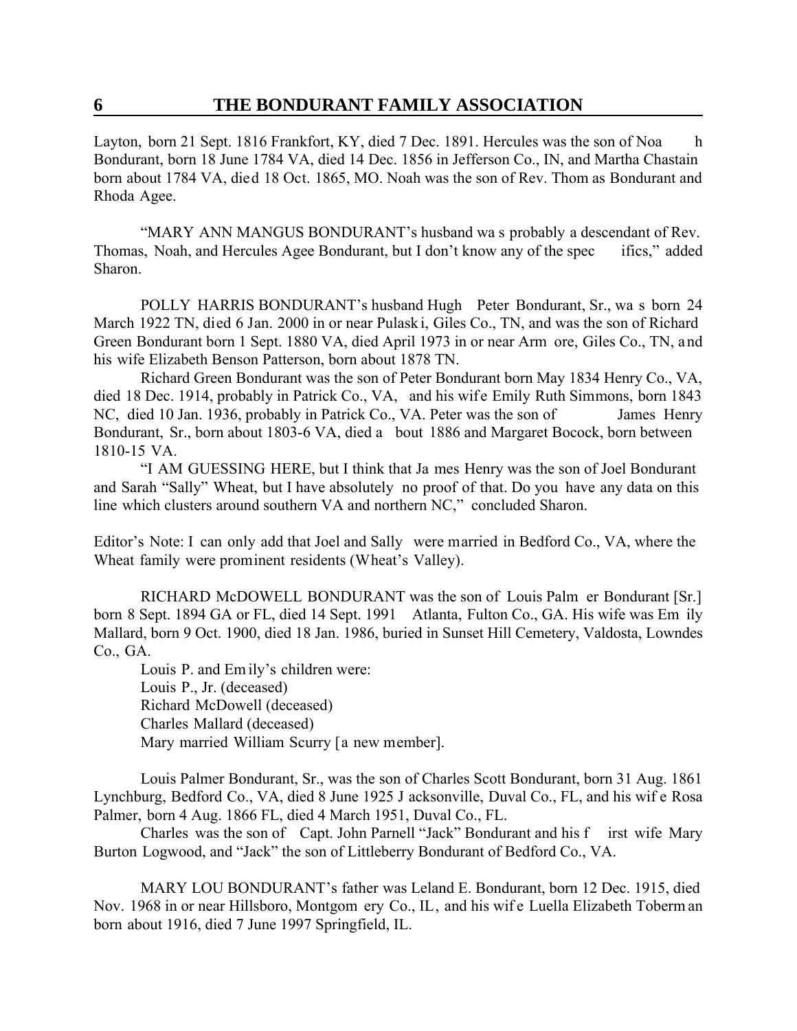Layton, born 21 Sept. 1816 Frankfort, KY, died 7 Dec. 1891. Hercules was the son of Noah Bondurant, born 18 June 1784 VA, died 14 Dec. 1856 in Jefferson Co., IN, and Martha Chastain born about 1784 VA, died 18 Oct. 1865, MO. Noah was the son of Rev. Thomas Bondurant and Rhoda Agee.

"MARY ANN MANGUS BONDURANT's husband was probably a descendant of Rev. Thomas, Noah, and Hercules Agee Bondurant, but I don't know any of the specifics," added Sharon.

POLLY HARRIS BONDURANT's husband Hugh Peter Bondurant, Sr., was born 24 March 1922 TN, died 6 Jan. 2000 in or near Pulaski, Giles Co., TN, and was the son of Richard Green Bondurant born 1 Sept. 1880 VA, died April 1973 in or near Armore, Giles Co., TN, and his wife Elizabeth Benson Patterson, born about 1878 TN.

Richard Green Bondurant was the son of Peter Bondurant born May 1834 Henry Co., VA, died 18 Dec. 1914, probably in Patrick Co., VA, and his wife Emily Ruth Simmons, born 1843 NC, died 10 Jan. 1936, probably in Patrick Co., VA. Peter was the son of James Henry Bondurant, Sr., born about 1803-6 VA, died about 1886 and Margaret Bocock, born between 1810-15 VA.

"I AM GUESSING HERE, but I think that James Henry was the son of Joel Bondurant and Sarah "Sally" Wheat, but I have absolutely no proof of that. Do you have any data on this line which clusters around southern VA and northern NC," concluded Sharon.

Editor's Note: I can only add that Joel and Sally were married in Bedford Co., VA, where the Wheat family were prominent residents (Wheat's Valley).

RICHARD McDOWELL BONDURANT was the son of Louis Palmer Bondurant [Sr.] born 8 Sept. 1894 GA or FL, died 14 Sept. 1991 Atlanta, Fulton Co., GA. His wife was Emily Mallard, born 9 Oct. 1900, died 18 Jan. 1986, buried in Sunset Hill Cemetery, Valdosta, Lowndes Co., GA.

Louis P. and Emily's children were:
Louis P., Jr. (deceased)
Richard McDowell (deceased)
Charles Mallard (deceased)
Mary married William Scurry [a new member].

Louis Palmer Bondurant, Sr., was the son of Charles Scott Bondurant, born 31 Aug. 1861 Lynchburg, Bedford Co., VA, died 8 June 1925 Jacksonville, Duval Co., FL, and his wife Rosa Palmer, born 4 Aug. 1866 FL, died 4 March 1951, Duval Co., FL.

Charles was the son of Capt. John Parnell "Jack" Bondurant and his first wife Mary Burton Logwood, and "Jack" the son of Littleberry Bondurant of Bedford Co., VA.

MARY LOU BONDURANT's father was Leland E. Bondurant, born 12 Dec. 1915, died Nov. 1968 in or near Hillsboro, Montgomery Co., IL, and his wife Luella Elizabeth Toberman born about 1916, died 7 June 1997 Springfield, IL.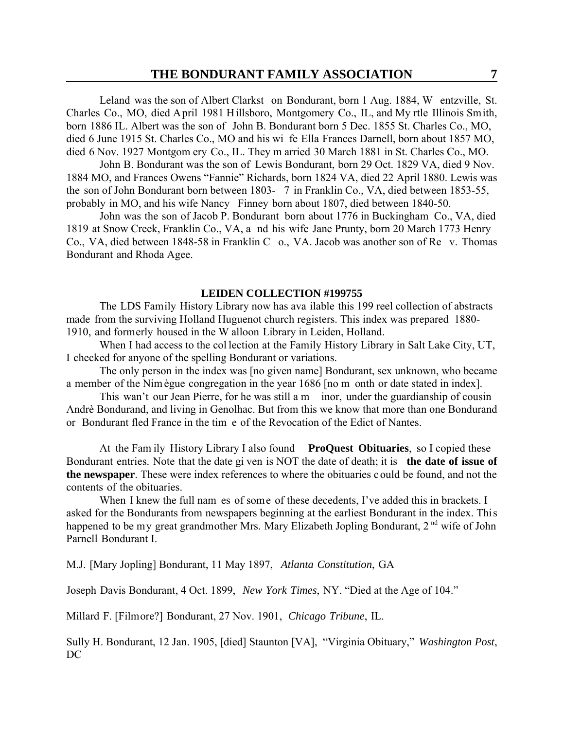Leland was the son of Albert Clarkston Bondurant, born 1 Aug. 1884, Wentzville, St. Charles Co., MO, died April 1981 Hillsboro, Montgomery Co., IL, and Myrtle Illinois Smith, born 1886 IL. Albert was the son of John B. Bondurant born 5 Dec. 1855 St. Charles Co., MO, died 6 June 1915 St. Charles Co., MO and his wife Ella Frances Darnell, born about 1857 MO, died 6 Nov. 1927 Montgomery Co., IL. They married 30 March 1881 in St. Charles Co., MO.

John B. Bondurant was the son of Lewis Bondurant, born 29 Oct. 1829 VA, died 9 Nov. 1884 MO, and Frances Owens "Fannie" Richards, born 1824 VA, died 22 April 1880. Lewis was the son of John Bondurant born between 1803-7 in Franklin Co., VA, died between 1853-55, probably in MO, and his wife Nancy Finney born about 1807, died between 1840-50.

John was the son of Jacob P. Bondurant born about 1776 in Buckingham Co., VA, died 1819 at Snow Creek, Franklin Co., VA, and his wife Jane Prunty, born 20 March 1773 Henry Co., VA, died between 1848-58 in Franklin Co., VA. Jacob was another son of Rev. Thomas Bondurant and Rhoda Agee.

## LEIDEN COLLECTION #199755

The LDS Family History Library now has available this 199 reel collection of abstracts made from the surviving Holland Huguenot church registers. This index was prepared 1880-1910, and formerly housed in the Walloon Library in Leiden, Holland.

When I had access to the collection at the Family History Library in Salt Lake City, UT, I checked for anyone of the spelling Bondurant or variations.

The only person in the index was [no given name] Bondurant, sex unknown, who became a member of the Nimègue congregation in the year 1686 [no month or date stated in index].

This wan't our Jean Pierre, for he was still a minor, under the guardianship of cousin Andrè Bondurand, and living in Genolhac. But from this we know that more than one Bondurand or Bondurant fled France in the time of the Revocation of the Edict of Nantes.

At the Family History Library I also found **ProQuest Obituaries**, so I copied these Bondurant entries. Note that the date given is NOT the date of death; it is **the date of issue of the newspaper**. These were index references to where the obituaries could be found, and not the contents of the obituaries.

When I knew the full names of some of these decedents, I've added this in brackets. I asked for the Bondurants from newspapers beginning at the earliest Bondurant in the index. This happened to be my great grandmother Mrs. Mary Elizabeth Jopling Bondurant, 2nd wife of John Parnell Bondurant I.

M.J. [Mary Jopling] Bondurant, 11 May 1897, *Atlanta Constitution*, GA

Joseph Davis Bondurant, 4 Oct. 1899, *New York Times*, NY. "Died at the Age of 104."

Millard F. [Filmore?] Bondurant, 27 Nov. 1901, *Chicago Tribune*, IL.

Sully H. Bondurant, 12 Jan. 1905, [died] Staunton [VA], "Virginia Obituary," *Washington Post*, DC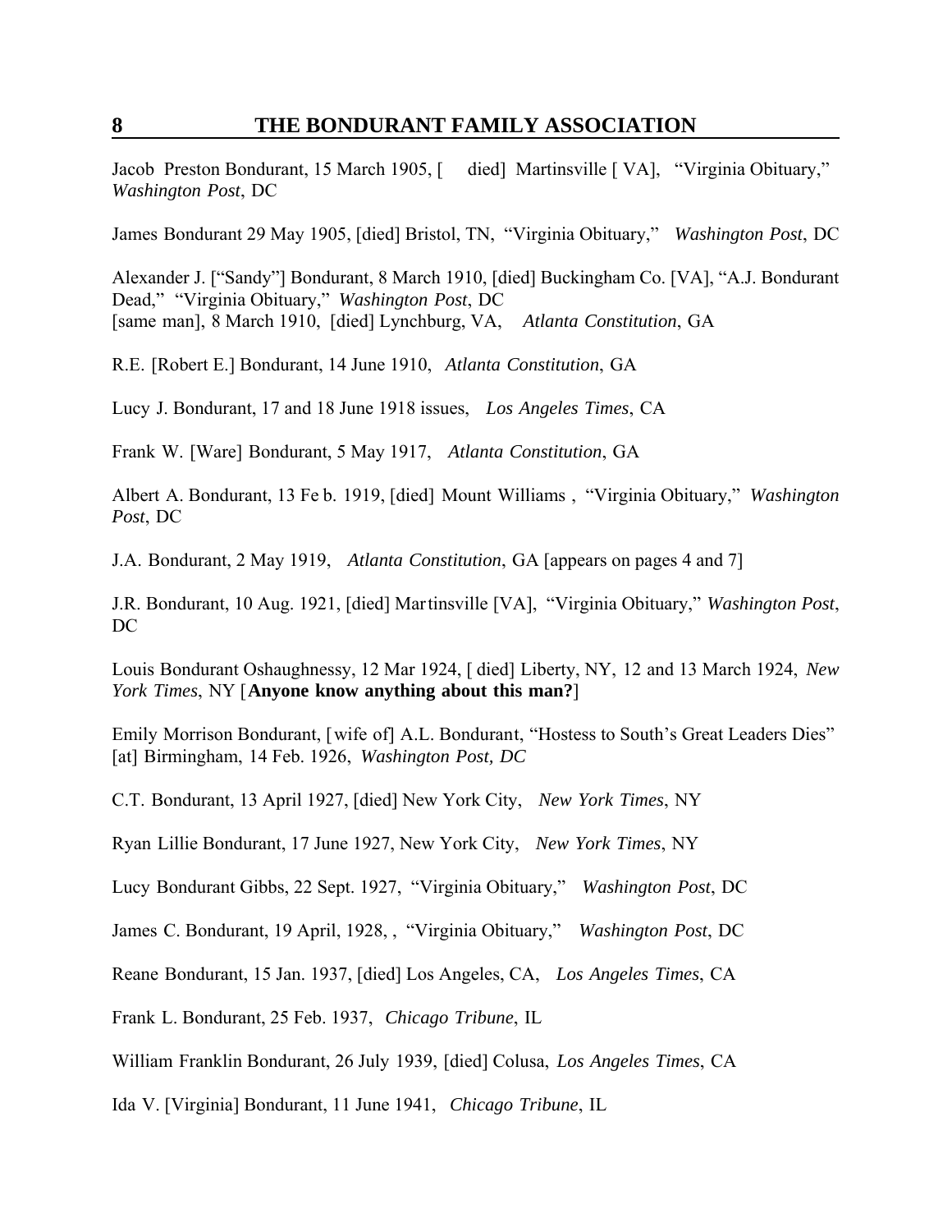Jacob Preston Bondurant, 15 March 1905, [ died] Martinsville [ VA], "Virginia Obituary," *Washington Post*, DC

James Bondurant 29 May 1905, [died] Bristol, TN, "Virginia Obituary," *Washington Post*, DC

Alexander J. ["Sandy"] Bondurant, 8 March 1910, [died] Buckingham Co. [VA], "A.J. Bondurant Dead," "Virginia Obituary," *Washington Post*, DC
[same man], 8 March 1910, [died] Lynchburg, VA, *Atlanta Constitution*, GA

R.E. [Robert E.] Bondurant, 14 June 1910, *Atlanta Constitution*, GA

Lucy J. Bondurant, 17 and 18 June 1918 issues, *Los Angeles Times*, CA

Frank W. [Ware] Bondurant, 5 May 1917, *Atlanta Constitution*, GA

Albert A. Bondurant, 13 Fe b. 1919, [died] Mount Williams , "Virginia Obituary," *Washington Post*, DC

J.A. Bondurant, 2 May 1919, *Atlanta Constitution*, GA [appears on pages 4 and 7]

J.R. Bondurant, 10 Aug. 1921, [died] Martinsville [VA], "Virginia Obituary," *Washington Post*, DC

Louis Bondurant Oshaughnessy, 12 Mar 1924, [ died] Liberty, NY, 12 and 13 March 1924, *New York Times*, NY [**Anyone know anything about this man?**]

Emily Morrison Bondurant, [wife of] A.L. Bondurant, "Hostess to South's Great Leaders Dies" [at] Birmingham, 14 Feb. 1926, *Washington Post, DC*

C.T. Bondurant, 13 April 1927, [died] New York City, *New York Times*, NY

Ryan Lillie Bondurant, 17 June 1927, New York City, *New York Times*, NY

Lucy Bondurant Gibbs, 22 Sept. 1927, "Virginia Obituary," *Washington Post*, DC

James C. Bondurant, 19 April, 1928, , "Virginia Obituary," *Washington Post*, DC

Reane Bondurant, 15 Jan. 1937, [died] Los Angeles, CA, *Los Angeles Times*, CA

Frank L. Bondurant, 25 Feb. 1937, *Chicago Tribune*, IL

William Franklin Bondurant, 26 July 1939, [died] Colusa, *Los Angeles Times*, CA

Ida V. [Virginia] Bondurant, 11 June 1941, *Chicago Tribune*, IL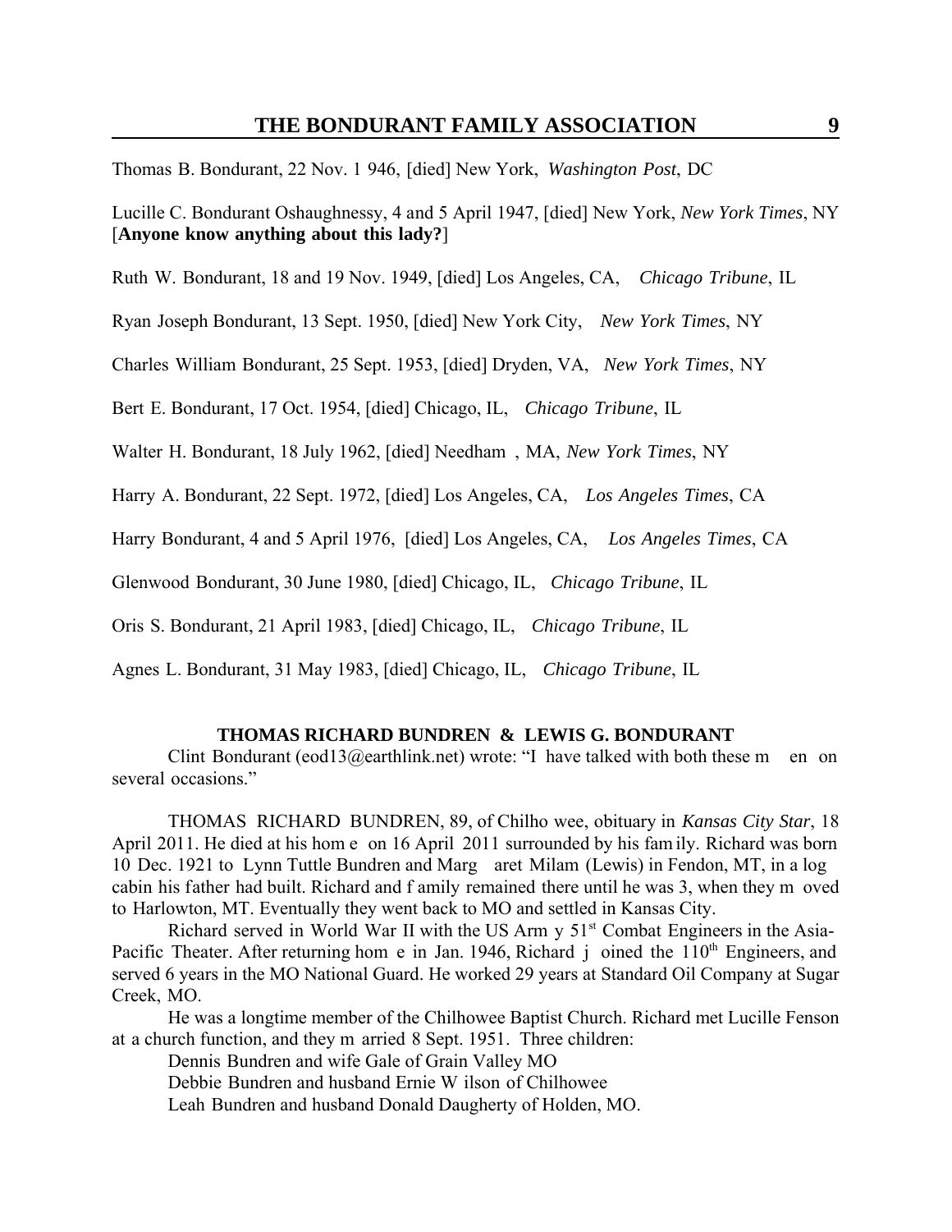Thomas B. Bondurant, 22 Nov. 1 946, [died] New York, *Washington Post*, DC

Lucille C. Bondurant Oshaughnessy, 4 and 5 April 1947, [died] New York, *New York Times*, NY [**Anyone know anything about this lady?**]

Ruth W. Bondurant, 18 and 19 Nov. 1949, [died] Los Angeles, CA, *Chicago Tribune*, IL

Ryan Joseph Bondurant, 13 Sept. 1950, [died] New York City, *New York Times*, NY

Charles William Bondurant, 25 Sept. 1953, [died] Dryden, VA, *New York Times*, NY

Bert E. Bondurant, 17 Oct. 1954, [died] Chicago, IL, *Chicago Tribune*, IL

Walter H. Bondurant, 18 July 1962, [died] Needham , MA, *New York Times*, NY

Harry A. Bondurant, 22 Sept. 1972, [died] Los Angeles, CA, *Los Angeles Times*, CA

Harry Bondurant, 4 and 5 April 1976, [died] Los Angeles, CA, *Los Angeles Times*, CA

Glenwood Bondurant, 30 June 1980, [died] Chicago, IL, *Chicago Tribune*, IL

Oris S. Bondurant, 21 April 1983, [died] Chicago, IL, *Chicago Tribune*, IL

Agnes L. Bondurant, 31 May 1983, [died] Chicago, IL, *Chicago Tribune*, IL

## THOMAS RICHARD BUNDREN & LEWIS G. BONDURANT

Clint Bondurant (eod13@earthlink.net) wrote: "I have talked with both these men on several occasions."

THOMAS RICHARD BUNDREN, 89, of Chilhowee, obituary in *Kansas City Star*, 18 April 2011. He died at his home on 16 April 2011 surrounded by his family. Richard was born 10 Dec. 1921 to Lynn Tuttle Bundren and Margaret Milam (Lewis) in Fendon, MT, in a log cabin his father had built. Richard and family remained there until he was 3, when they moved to Harlowton, MT. Eventually they went back to MO and settled in Kansas City.

Richard served in World War II with the US Army 51st Combat Engineers in the Asia-Pacific Theater. After returning home in Jan. 1946, Richard joined the 110th Engineers, and served 6 years in the MO National Guard. He worked 29 years at Standard Oil Company at Sugar Creek, MO.

He was a longtime member of the Chilhowee Baptist Church. Richard met Lucille Fenson at a church function, and they married 8 Sept. 1951. Three children:

Dennis Bundren and wife Gale of Grain Valley MO

Debbie Bundren and husband Ernie Wilson of Chilhowee

Leah Bundren and husband Donald Daugherty of Holden, MO.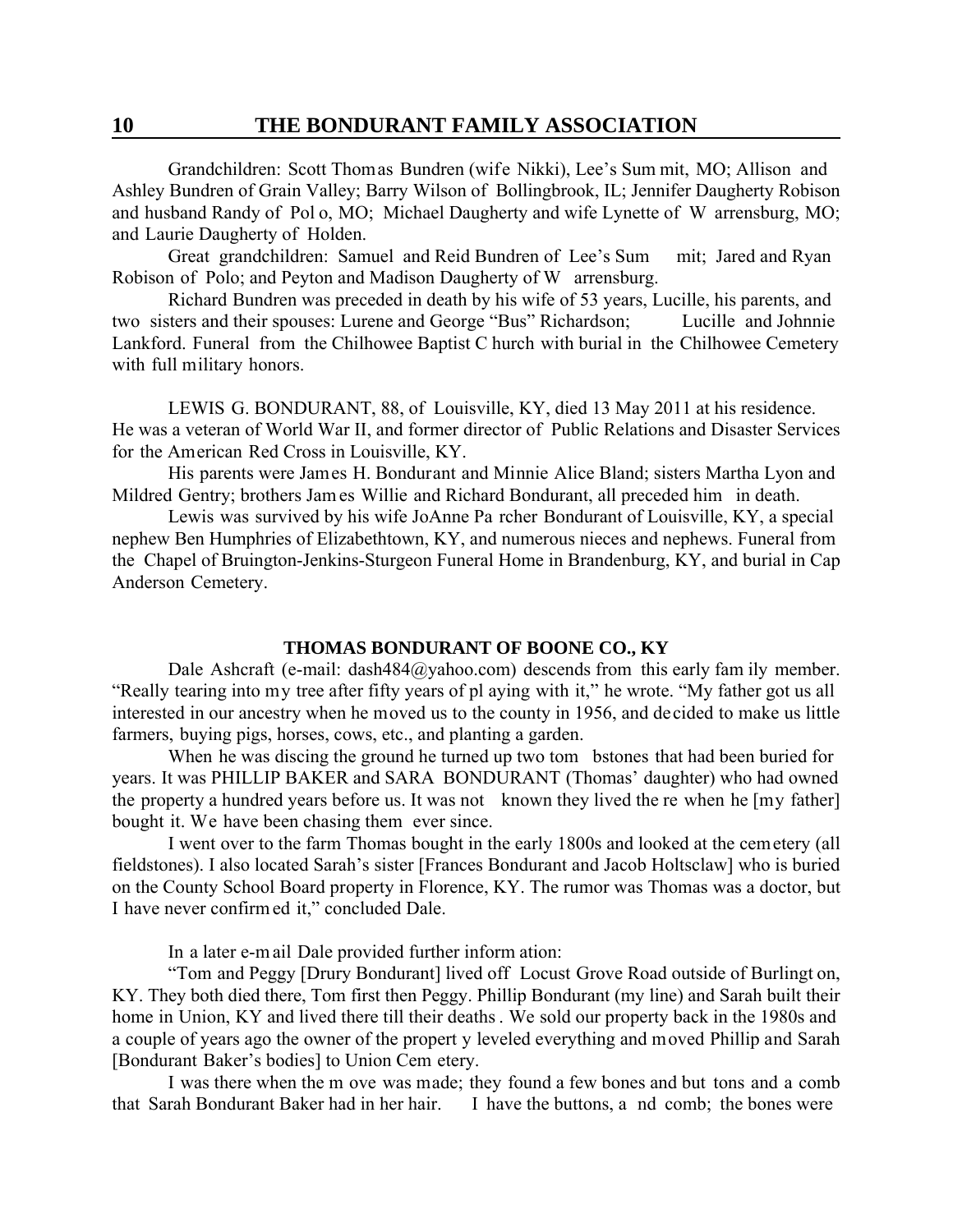Grandchildren: Scott Thomas Bundren (wife Nikki), Lee's Summit, MO; Allison and Ashley Bundren of Grain Valley; Barry Wilson of Bollingbrook, IL; Jennifer Daugherty Robison and husband Randy of Polo, MO; Michael Daugherty and wife Lynette of Warrensburg, MO; and Laurie Daugherty of Holden.

Great grandchildren: Samuel and Reid Bundren of Lee's Summit; Jared and Ryan Robison of Polo; and Peyton and Madison Daugherty of Warrensburg.

Richard Bundren was preceded in death by his wife of 53 years, Lucille, his parents, and two sisters and their spouses: Lurene and George "Bus" Richardson; Lucille and Johnnie Lankford. Funeral from the Chilhowee Baptist Church with burial in the Chilhowee Cemetery with full military honors.

LEWIS G. BONDURANT, 88, of Louisville, KY, died 13 May 2011 at his residence. He was a veteran of World War II, and former director of Public Relations and Disaster Services for the American Red Cross in Louisville, KY.

His parents were James H. Bondurant and Minnie Alice Bland; sisters Martha Lyon and Mildred Gentry; brothers James Willie and Richard Bondurant, all preceded him in death.

Lewis was survived by his wife JoAnne Parcher Bondurant of Louisville, KY, a special nephew Ben Humphries of Elizabethtown, KY, and numerous nieces and nephews. Funeral from the Chapel of Bruington-Jenkins-Sturgeon Funeral Home in Brandenburg, KY, and burial in Cap Anderson Cemetery.

## THOMAS BONDURANT OF BOONE CO., KY

Dale Ashcraft (e-mail: dash484@yahoo.com) descends from this early family member. "Really tearing into my tree after fifty years of playing with it," he wrote. "My father got us all interested in our ancestry when he moved us to the county in 1956, and decided to make us little farmers, buying pigs, horses, cows, etc., and planting a garden.

When he was discing the ground he turned up two tombstones that had been buried for years. It was PHILLIP BAKER and SARA BONDURANT (Thomas' daughter) who had owned the property a hundred years before us. It was not known they lived there when he [my father] bought it. We have been chasing them ever since.

I went over to the farm Thomas bought in the early 1800s and looked at the cemetery (all fieldstones). I also located Sarah's sister [Frances Bondurant and Jacob Holtsclaw] who is buried on the County School Board property in Florence, KY. The rumor was Thomas was a doctor, but I have never confirmed it," concluded Dale.

In a later e-mail Dale provided further information:

"Tom and Peggy [Drury Bondurant] lived off Locust Grove Road outside of Burlington, KY. They both died there, Tom first then Peggy. Phillip Bondurant (my line) and Sarah built their home in Union, KY and lived there till their deaths. We sold our property back in the 1980s and a couple of years ago the owner of the property leveled everything and moved Phillip and Sarah [Bondurant Baker's bodies] to Union Cemetery.

I was there when the move was made; they found a few bones and buttons and a comb that Sarah Bondurant Baker had in her hair. I have the buttons, and comb; the bones were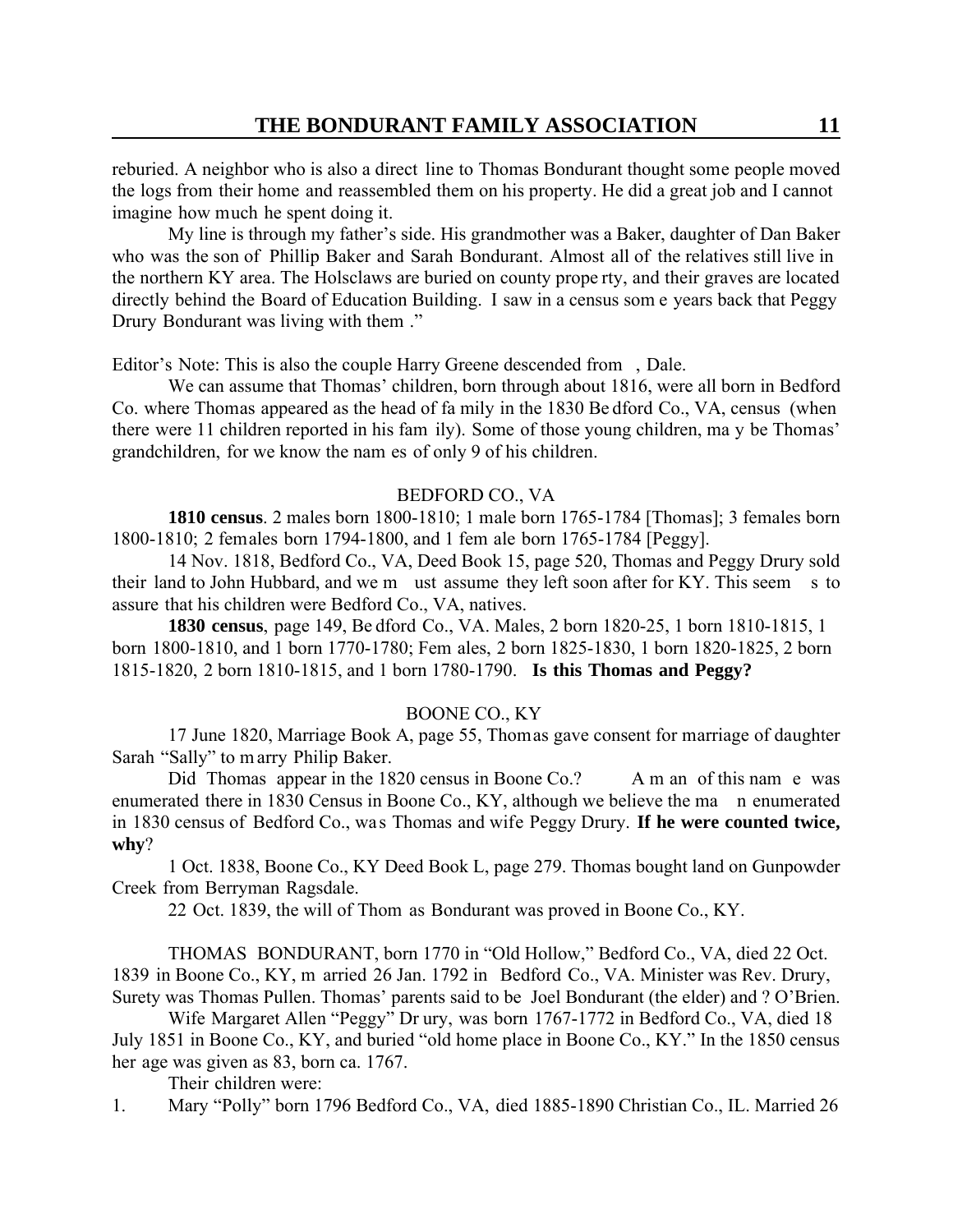reburied. A neighbor who is also a direct line to Thomas Bondurant thought some people moved the logs from their home and reassembled them on his property. He did a great job and I cannot imagine how much he spent doing it.

My line is through my father's side. His grandmother was a Baker, daughter of Dan Baker who was the son of Phillip Baker and Sarah Bondurant. Almost all of the relatives still live in the northern KY area. The Holsclaws are buried on county property, and their graves are located directly behind the Board of Education Building. I saw in a census some years back that Peggy Drury Bondurant was living with them."

Editor's Note: This is also the couple Harry Greene descended from, Dale.

We can assume that Thomas' children, born through about 1816, were all born in Bedford Co. where Thomas appeared as the head of family in the 1830 Bedford Co., VA, census (when there were 11 children reported in his family). Some of those young children, may be Thomas' grandchildren, for we know the names of only 9 of his children.

BEDFORD CO., VA

**1810 census**. 2 males born 1800-1810; 1 male born 1765-1784 [Thomas]; 3 females born 1800-1810; 2 females born 1794-1800, and 1 female born 1765-1784 [Peggy].

14 Nov. 1818, Bedford Co., VA, Deed Book 15, page 520, Thomas and Peggy Drury sold their land to John Hubbard, and we must assume they left soon after for KY. This seems to assure that his children were Bedford Co., VA, natives.

**1830 census**, page 149, Bedford Co., VA. Males, 2 born 1820-25, 1 born 1810-1815, 1 born 1800-1810, and 1 born 1770-1780; Females, 2 born 1825-1830, 1 born 1820-1825, 2 born 1815-1820, 2 born 1810-1815, and 1 born 1780-1790. **Is this Thomas and Peggy?**

BOONE CO., KY

17 June 1820, Marriage Book A, page 55, Thomas gave consent for marriage of daughter Sarah "Sally" to marry Philip Baker.

Did Thomas appear in the 1820 census in Boone Co.? A man of this name was enumerated there in 1830 Census in Boone Co., KY, although we believe the man enumerated in 1830 census of Bedford Co., was Thomas and wife Peggy Drury. **If he were counted twice, why**?

1 Oct. 1838, Boone Co., KY Deed Book L, page 279. Thomas bought land on Gunpowder Creek from Berryman Ragsdale.

22 Oct. 1839, the will of Thomas Bondurant was proved in Boone Co., KY.

THOMAS BONDURANT, born 1770 in "Old Hollow," Bedford Co., VA, died 22 Oct. 1839 in Boone Co., KY, married 26 Jan. 1792 in Bedford Co., VA. Minister was Rev. Drury, Surety was Thomas Pullen. Thomas' parents said to be Joel Bondurant (the elder) and ? O'Brien.

Wife Margaret Allen "Peggy" Drury, was born 1767-1772 in Bedford Co., VA, died 18 July 1851 in Boone Co., KY, and buried "old home place in Boone Co., KY." In the 1850 census her age was given as 83, born ca. 1767.

Their children were:

1. Mary "Polly" born 1796 Bedford Co., VA, died 1885-1890 Christian Co., IL. Married 26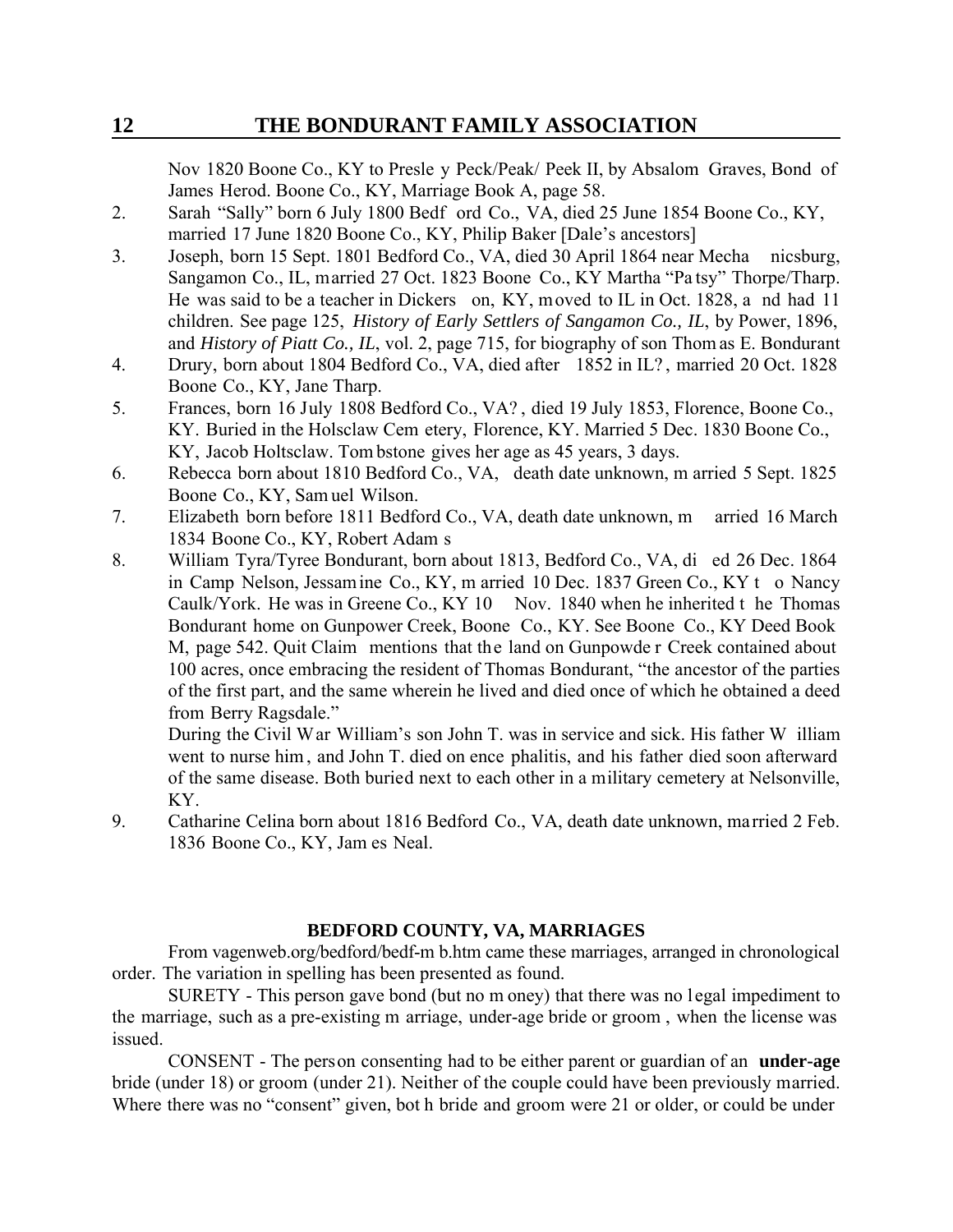Nov 1820 Boone Co., KY to Presley Peck/Peak/ Peek II, by Absalom Graves, Bond of James Herod. Boone Co., KY, Marriage Book A, page 58.

2. Sarah "Sally" born 6 July 1800 Bedford Co., VA, died 25 June 1854 Boone Co., KY, married 17 June 1820 Boone Co., KY, Philip Baker [Dale's ancestors]
3. Joseph, born 15 Sept. 1801 Bedford Co., VA, died 30 April 1864 near Mechanicsburg, Sangamon Co., IL, married 27 Oct. 1823 Boone Co., KY Martha "Patsy" Thorpe/Tharp. He was said to be a teacher in Dickerson, KY, moved to IL in Oct. 1828, and had 11 children. See page 125, *History of Early Settlers of Sangamon Co., IL*, by Power, 1896, and *History of Piatt Co., IL*, vol. 2, page 715, for biography of son Thomas E. Bondurant
4. Drury, born about 1804 Bedford Co., VA, died after 1852 in IL?, married 20 Oct. 1828 Boone Co., KY, Jane Tharp.
5. Frances, born 16 July 1808 Bedford Co., VA?, died 19 July 1853, Florence, Boone Co., KY. Buried in the Holsclaw Cemetery, Florence, KY. Married 5 Dec. 1830 Boone Co., KY, Jacob Holtsclaw. Tombstone gives her age as 45 years, 3 days.
6. Rebecca born about 1810 Bedford Co., VA, death date unknown, married 5 Sept. 1825 Boone Co., KY, Samuel Wilson.
7. Elizabeth born before 1811 Bedford Co., VA, death date unknown, married 16 March 1834 Boone Co., KY, Robert Adams
8. William Tyra/Tyree Bondurant, born about 1813, Bedford Co., VA, died 26 Dec. 1864 in Camp Nelson, Jessamine Co., KY, married 10 Dec. 1837 Green Co., KY to Nancy Caulk/York. He was in Greene Co., KY 10 Nov. 1840 when he inherited the Thomas Bondurant home on Gunpower Creek, Boone Co., KY. See Boone Co., KY Deed Book M, page 542. Quit Claim mentions that the land on Gunpowder Creek contained about 100 acres, once embracing the resident of Thomas Bondurant, "the ancestor of the parties of the first part, and the same wherein he lived and died once of which he obtained a deed from Berry Ragsdale."

   During the Civil War William's son John T. was in service and sick. His father William went to nurse him, and John T. died on encephalitis, and his father died soon afterward of the same disease. Both buried next to each other in a military cemetery at Nelsonville, KY.
9. Catharine Celina born about 1816 Bedford Co., VA, death date unknown, married 2 Feb. 1836 Boone Co., KY, James Neal.

## BEDFORD COUNTY, VA, MARRIAGES

From vagenweb.org/bedford/bedf-mb.htm came these marriages, arranged in chronological order. The variation in spelling has been presented as found.

SURETY - This person gave bond (but no money) that there was no legal impediment to the marriage, such as a pre-existing marriage, under-age bride or groom, when the license was issued.

CONSENT - The person consenting had to be either parent or guardian of an **under-age** bride (under 18) or groom (under 21). Neither of the couple could have been previously married. Where there was no "consent" given, both bride and groom were 21 or older, or could be under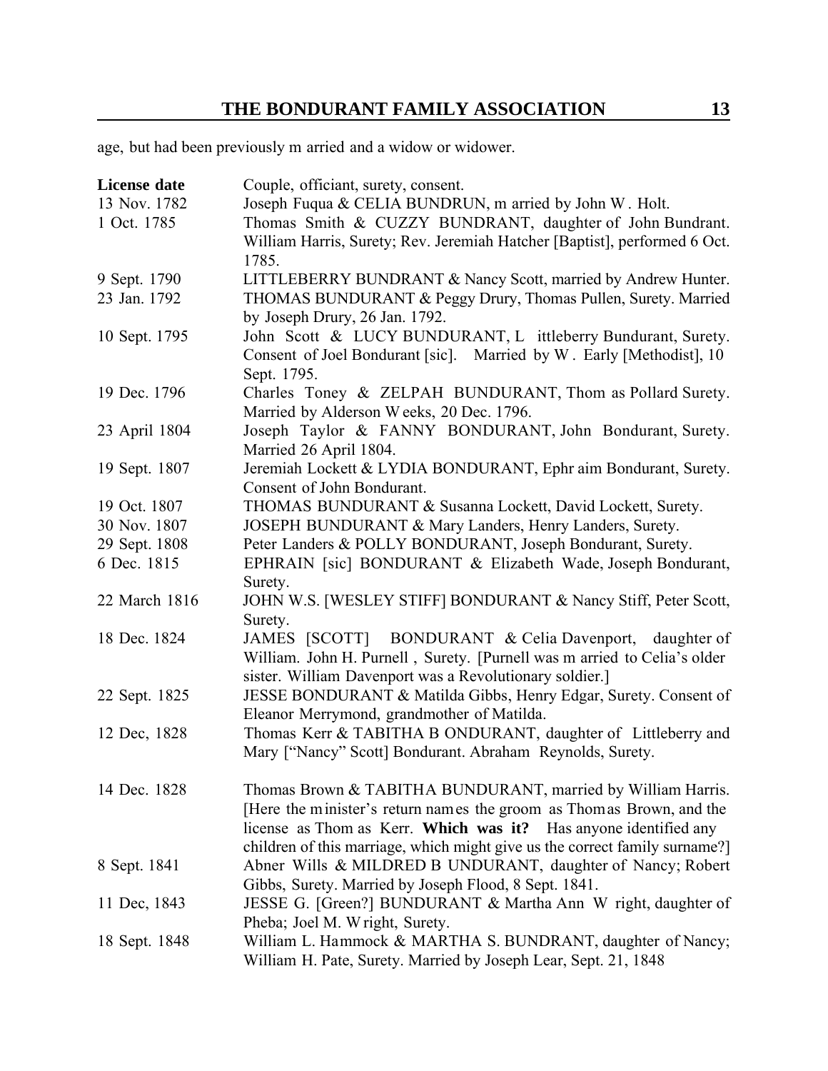age, but had been previously married and a widow or widower.

| License date | Couple, officiant, surety, consent. |
|---|---|
| 13 Nov. 1782 | Joseph Fuqua & CELIA BUNDRUN, married by John W. Holt. |
| 1 Oct. 1785 | Thomas Smith & CUZZY BUNDRANT, daughter of John Bundrant. William Harris, Surety; Rev. Jeremiah Hatcher [Baptist], performed 6 Oct. 1785. |
| 9 Sept. 1790 | LITTLEBERRY BUNDRANT & Nancy Scott, married by Andrew Hunter. |
| 23 Jan. 1792 | THOMAS BUNDURANT & Peggy Drury, Thomas Pullen, Surety. Married by Joseph Drury, 26 Jan. 1792. |
| 10 Sept. 1795 | John Scott & LUCY BUNDURANT, Littleberry Bundurant, Surety. Consent of Joel Bondurant [sic]. Married by W. Early [Methodist], 10 Sept. 1795. |
| 19 Dec. 1796 | Charles Toney & ZELPAH BUNDURANT, Thomas Pollard Surety. Married by Alderson Weeks, 20 Dec. 1796. |
| 23 April 1804 | Joseph Taylor & FANNY BONDURANT, John Bondurant, Surety. Married 26 April 1804. |
| 19 Sept. 1807 | Jeremiah Lockett & LYDIA BONDURANT, Ephraim Bondurant, Surety. Consent of John Bondurant. |
| 19 Oct. 1807 | THOMAS BUNDURANT & Susanna Lockett, David Lockett, Surety. |
| 30 Nov. 1807 | JOSEPH BUNDURANT & Mary Landers, Henry Landers, Surety. |
| 29 Sept. 1808 | Peter Landers & POLLY BONDURANT, Joseph Bondurant, Surety. |
| 6 Dec. 1815 | EPHRAIN [sic] BONDURANT & Elizabeth Wade, Joseph Bondurant, Surety. |
| 22 March 1816 | JOHN W.S. [WESLEY STIFF] BONDURANT & Nancy Stiff, Peter Scott, Surety. |
| 18 Dec. 1824 | JAMES [SCOTT] BONDURANT & Celia Davenport, daughter of William. John H. Purnell, Surety. [Purnell was married to Celia's older sister. William Davenport was a Revolutionary soldier.] |
| 22 Sept. 1825 | JESSE BONDURANT & Matilda Gibbs, Henry Edgar, Surety. Consent of Eleanor Merrymond, grandmother of Matilda. |
| 12 Dec, 1828 | Thomas Kerr & TABITHA BONDURANT, daughter of Littleberry and Mary ["Nancy" Scott] Bondurant. Abraham Reynolds, Surety. |
| 14 Dec. 1828 | Thomas Brown & TABITHA BUNDURANT, married by William Harris. [Here the minister's return names the groom as Thomas Brown, and the license as Thomas Kerr. **Which was it?** Has anyone identified any children of this marriage, which might give us the correct family surname?] |
| 8 Sept. 1841 | Abner Wills & MILDRED BUNDURANT, daughter of Nancy; Robert Gibbs, Surety. Married by Joseph Flood, 8 Sept. 1841. |
| 11 Dec, 1843 | JESSE G. [Green?] BUNDURANT & Martha Ann Wright, daughter of Pheba; Joel M. Wright, Surety. |
| 18 Sept. 1848 | William L. Hammock & MARTHA S. BUNDRANT, daughter of Nancy; William H. Pate, Surety. Married by Joseph Lear, Sept. 21, 1848 |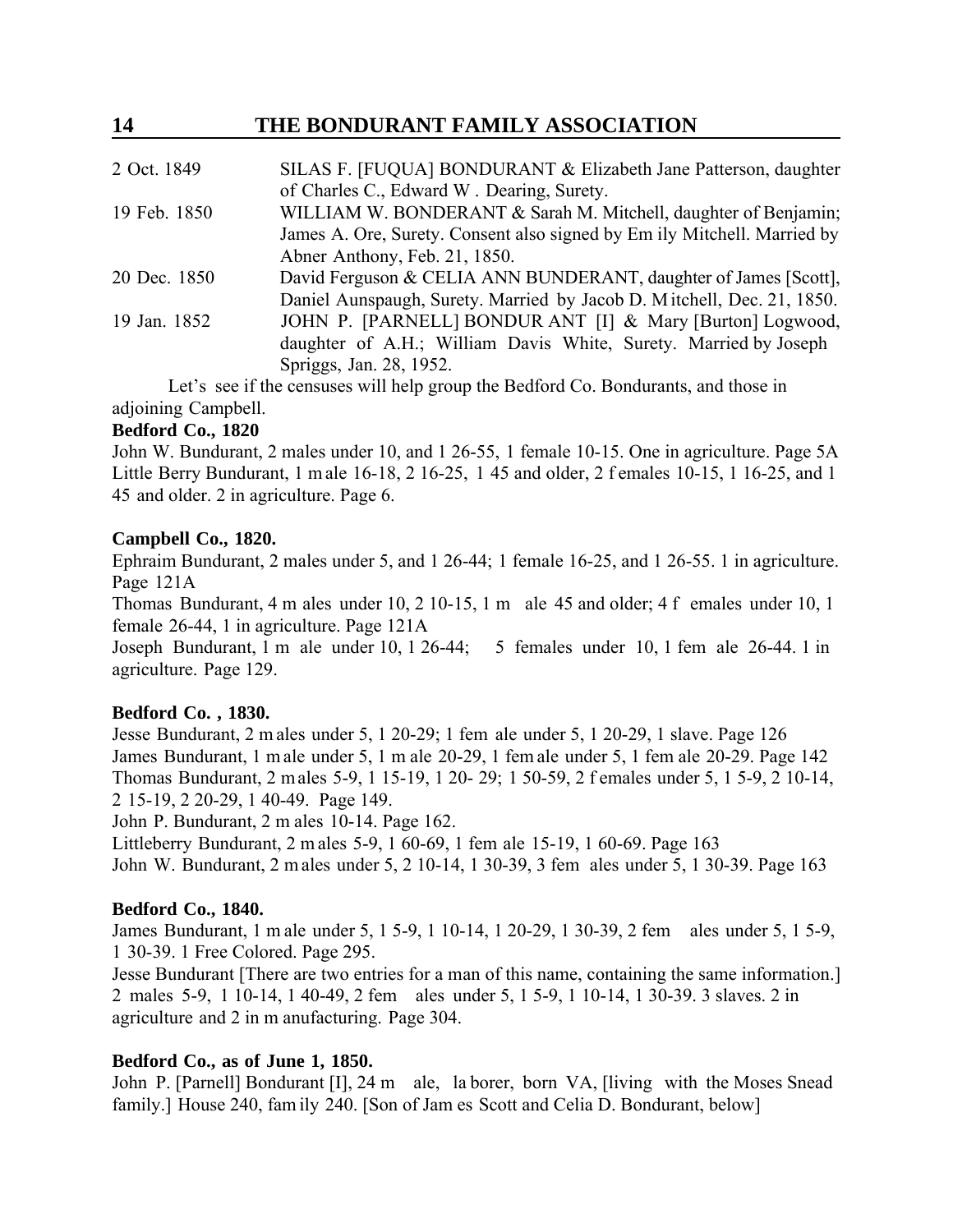| | |
|---|---|
| 2 Oct. 1849 | SILAS F. [FUQUA] BONDURANT & Elizabeth Jane Patterson, daughter of Charles C., Edward W. Dearing, Surety. |
| 19 Feb. 1850 | WILLIAM W. BONDERANT & Sarah M. Mitchell, daughter of Benjamin; James A. Ore, Surety. Consent also signed by Emily Mitchell. Married by Abner Anthony, Feb. 21, 1850. |
| 20 Dec. 1850 | David Ferguson & CELIA ANN BUNDERANT, daughter of James [Scott], Daniel Aunspaugh, Surety. Married by Jacob D. Mitchell, Dec. 21, 1850. |
| 19 Jan. 1852 | JOHN P. [PARNELL] BONDURANT [I] & Mary [Burton] Logwood, daughter of A.H.; William Davis White, Surety. Married by Joseph Spriggs, Jan. 28, 1952. |

Let's see if the censuses will help group the Bedford Co. Bondurants, and those in adjoining Campbell.

**Bedford Co., 1820**

John W. Bundurant, 2 males under 10, and 1 26-55, 1 female 10-15. One in agriculture. Page 5A
Little Berry Bundurant, 1 male 16-18, 2 16-25, 1 45 and older, 2 females 10-15, 1 16-25, and 1 45 and older. 2 in agriculture. Page 6.

**Campbell Co., 1820.**

Ephraim Bundurant, 2 males under 5, and 1 26-44; 1 female 16-25, and 1 26-55. 1 in agriculture. Page 121A
Thomas Bundurant, 4 males under 10, 2 10-15, 1 male 45 and older; 4 females under 10, 1 female 26-44, 1 in agriculture. Page 121A
Joseph Bundurant, 1 male under 10, 1 26-44; 5 females under 10, 1 female 26-44. 1 in agriculture. Page 129.

**Bedford Co. , 1830.**

Jesse Bundurant, 2 males under 5, 1 20-29; 1 female under 5, 1 20-29, 1 slave. Page 126
James Bundurant, 1 male under 5, 1 male 20-29, 1 female under 5, 1 female 20-29. Page 142
Thomas Bundurant, 2 males 5-9, 1 15-19, 1 20- 29; 1 50-59, 2 females under 5, 1 5-9, 2 10-14, 2 15-19, 2 20-29, 1 40-49. Page 149.
John P. Bundurant, 2 males 10-14. Page 162.
Littleberry Bundurant, 2 males 5-9, 1 60-69, 1 female 15-19, 1 60-69. Page 163
John W. Bundurant, 2 males under 5, 2 10-14, 1 30-39, 3 females under 5, 1 30-39. Page 163

**Bedford Co., 1840.**

James Bundurant, 1 male under 5, 1 5-9, 1 10-14, 1 20-29, 1 30-39, 2 females under 5, 1 5-9, 1 30-39. 1 Free Colored. Page 295.
Jesse Bundurant [There are two entries for a man of this name, containing the same information.] 2 males 5-9, 1 10-14, 1 40-49, 2 females under 5, 1 5-9, 1 10-14, 1 30-39. 3 slaves. 2 in agriculture and 2 in manufacturing. Page 304.

**Bedford Co., as of June 1, 1850.**

John P. [Parnell] Bondurant [I], 24 male, laborer, born VA, [living with the Moses Snead family.] House 240, family 240. [Son of James Scott and Celia D. Bondurant, below]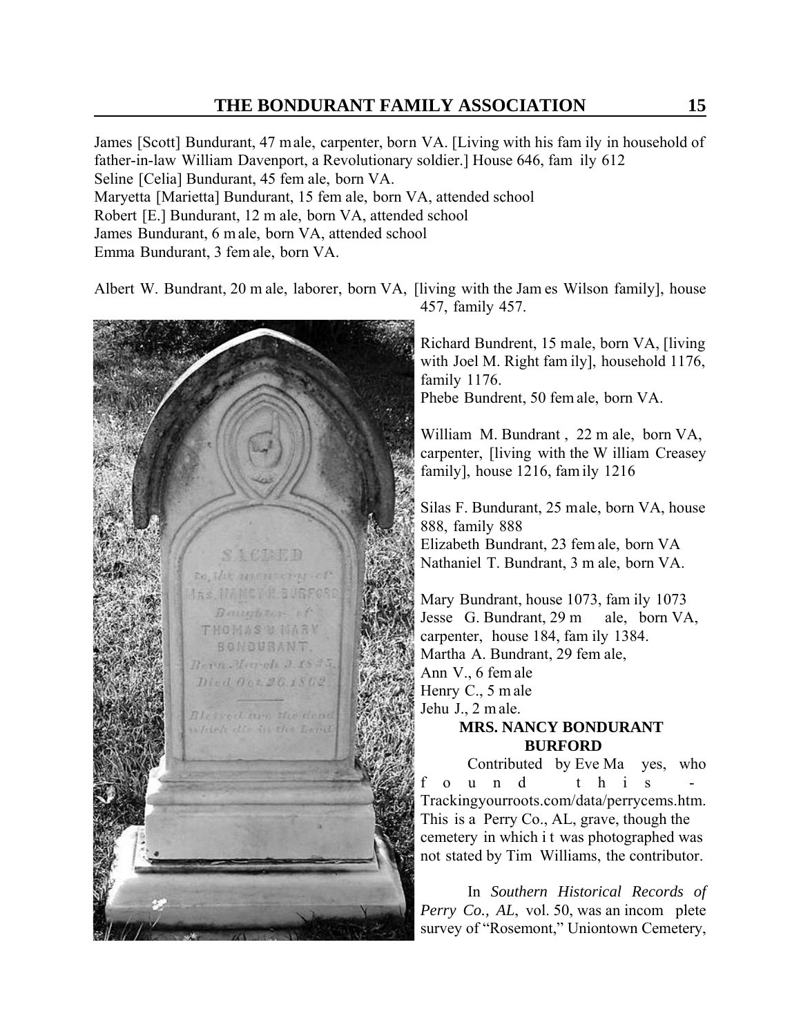James [Scott] Bundurant, 47 male, carpenter, born VA. [Living with his family in household of father-in-law William Davenport, a Revolutionary soldier.] House 646, family 612
Seline [Celia] Bundurant, 45 female, born VA.
Maryetta [Marietta] Bundurant, 15 female, born VA, attended school
Robert [E.] Bundurant, 12 male, born VA, attended school
James Bundurant, 6 male, born VA, attended school
Emma Bundurant, 3 female, born VA.

Albert W. Bundrant, 20 male, laborer, born VA, [living with the James Wilson family], house 457, family 457.

Richard Bundrent, 15 male, born VA, [living with Joel M. Right family], household 1176, family 1176.
Phebe Bundrent, 50 female, born VA.

William M. Bundrant, 22 male, born VA, carpenter, [living with the William Creasey family], house 1216, family 1216

Silas F. Bundurant, 25 male, born VA, house 888, family 888
Elizabeth Bundrant, 23 female, born VA
Nathaniel T. Bundrant, 3 male, born VA.

Mary Bundrant, house 1073, family 1073
Jesse G. Bundrant, 29 male, born VA, carpenter, house 184, family 1384.
Martha A. Bundrant, 29 female,
Ann V., 6 female
Henry C., 5 male
Jehu J., 2 male.

**MRS. NANCY BONDURANT BURFORD**

Contributed by Eve Mayes, who found this - Trackingyourroots.com/data/perrycems.htm. This is a Perry Co., AL, grave, though the cemetery in which it was photographed was not stated by Tim Williams, the contributor.

In *Southern Historical Records of Perry Co., AL*, vol. 50, was an incomplete survey of "Rosemont," Uniontown Cemetery,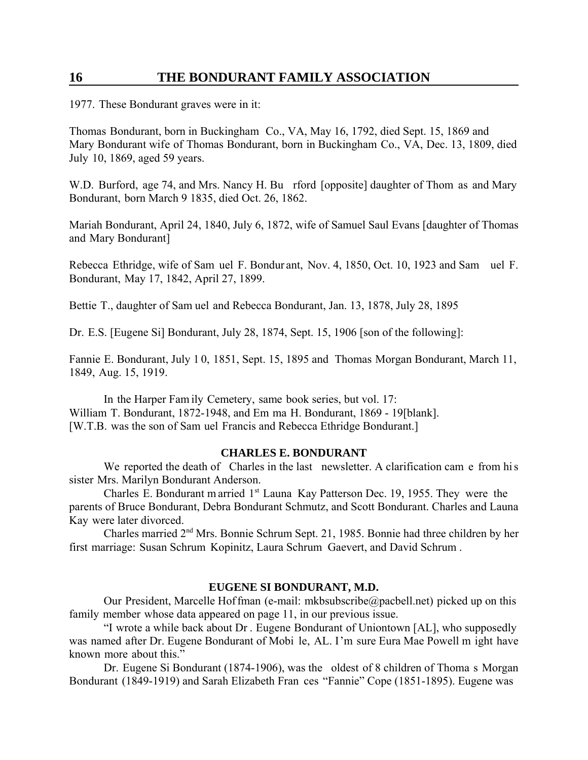1977. These Bondurant graves were in it:

Thomas Bondurant, born in Buckingham Co., VA, May 16, 1792, died Sept. 15, 1869 and Mary Bondurant wife of Thomas Bondurant, born in Buckingham Co., VA, Dec. 13, 1809, died July 10, 1869, aged 59 years.

W.D. Burford, age 74, and Mrs. Nancy H. Burford [opposite] daughter of Thomas and Mary Bondurant, born March 9 1835, died Oct. 26, 1862.

Mariah Bondurant, April 24, 1840, July 6, 1872, wife of Samuel Saul Evans [daughter of Thomas and Mary Bondurant]

Rebecca Ethridge, wife of Samuel F. Bondurant, Nov. 4, 1850, Oct. 10, 1923 and Samuel F. Bondurant, May 17, 1842, April 27, 1899.

Bettie T., daughter of Samuel and Rebecca Bondurant, Jan. 13, 1878, July 28, 1895

Dr. E.S. [Eugene Si] Bondurant, July 28, 1874, Sept. 15, 1906 [son of the following]:

Fannie E. Bondurant, July 10, 1851, Sept. 15, 1895 and Thomas Morgan Bondurant, March 11, 1849, Aug. 15, 1919.

In the Harper Family Cemetery, same book series, but vol. 17:
William T. Bondurant, 1872-1948, and Emma H. Bondurant, 1869 - 19[blank].
[W.T.B. was the son of Samuel Francis and Rebecca Ethridge Bondurant.]

### CHARLES E. BONDURANT

We reported the death of Charles in the last newsletter. A clarification came from his sister Mrs. Marilyn Bondurant Anderson.

Charles E. Bondurant married 1st Launa Kay Patterson Dec. 19, 1955. They were the parents of Bruce Bondurant, Debra Bondurant Schmutz, and Scott Bondurant. Charles and Launa Kay were later divorced.

Charles married 2nd Mrs. Bonnie Schrum Sept. 21, 1985. Bonnie had three children by her first marriage: Susan Schrum Kopinitz, Laura Schrum Gaevert, and David Schrum.

### EUGENE SI BONDURANT, M.D.

Our President, Marcelle Hoffman (e-mail: mkbsubscribe@pacbell.net) picked up on this family member whose data appeared on page 11, in our previous issue.

"I wrote a while back about Dr. Eugene Bondurant of Uniontown [AL], who supposedly was named after Dr. Eugene Bondurant of Mobile, AL. I'm sure Eura Mae Powell might have known more about this."

Dr. Eugene Si Bondurant (1874-1906), was the oldest of 8 children of Thomas Morgan Bondurant (1849-1919) and Sarah Elizabeth Frances "Fannie" Cope (1851-1895). Eugene was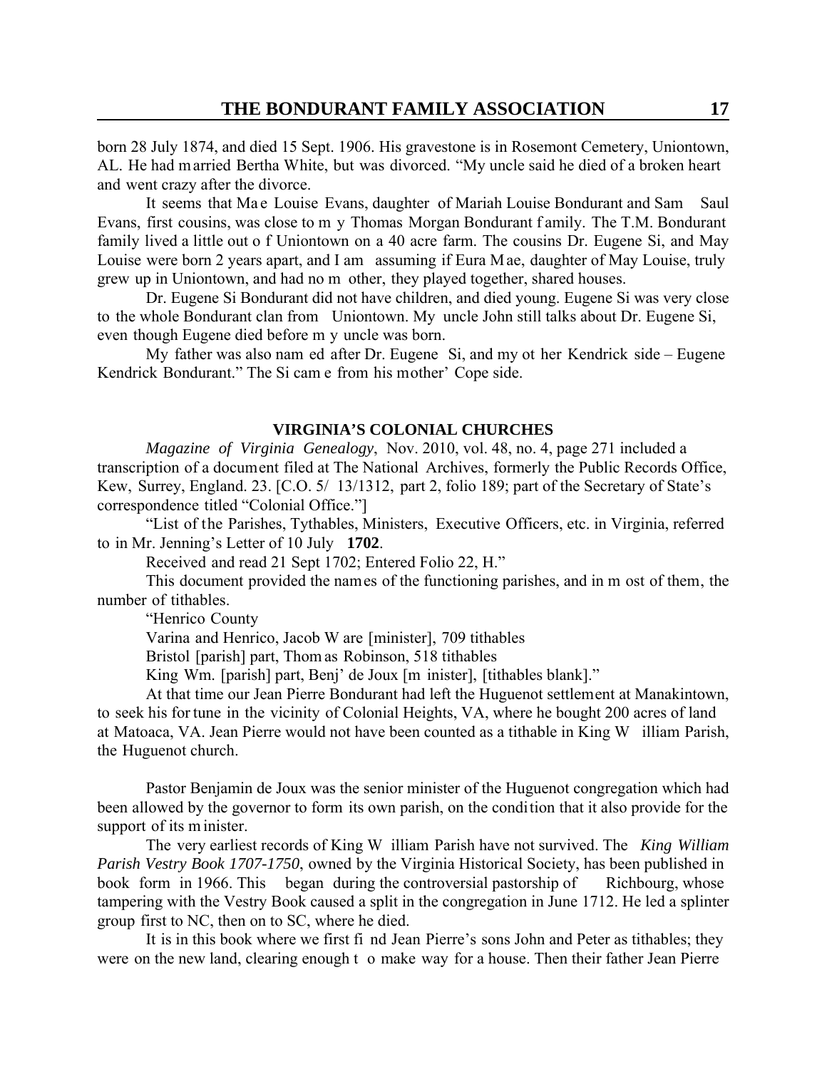born 28 July 1874, and died 15 Sept. 1906. His gravestone is in Rosemont Cemetery, Uniontown, AL. He had married Bertha White, but was divorced. "My uncle said he died of a broken heart and went crazy after the divorce.

It seems that Mae Louise Evans, daughter of Mariah Louise Bondurant and Sam Saul Evans, first cousins, was close to my Thomas Morgan Bondurant family. The T.M. Bondurant family lived a little out of Uniontown on a 40 acre farm. The cousins Dr. Eugene Si, and May Louise were born 2 years apart, and I am assuming if Eura Mae, daughter of May Louise, truly grew up in Uniontown, and had no mother, they played together, shared houses.

Dr. Eugene Si Bondurant did not have children, and died young. Eugene Si was very close to the whole Bondurant clan from Uniontown. My uncle John still talks about Dr. Eugene Si, even though Eugene died before my uncle was born.

My father was also named after Dr. Eugene Si, and my other Kendrick side – Eugene Kendrick Bondurant." The Si came from his mother' Cope side.

## VIRGINIA'S COLONIAL CHURCHES

*Magazine of Virginia Genealogy*, Nov. 2010, vol. 48, no. 4, page 271 included a transcription of a document filed at The National Archives, formerly the Public Records Office, Kew, Surrey, England. 23. [C.O. 5/ 13/1312, part 2, folio 189; part of the Secretary of State's correspondence titled "Colonial Office."]

"List of the Parishes, Tythables, Ministers, Executive Officers, etc. in Virginia, referred to in Mr. Jenning's Letter of 10 July **1702**.

Received and read 21 Sept 1702; Entered Folio 22, H."

This document provided the names of the functioning parishes, and in most of them, the number of tithables.

"Henrico County

Varina and Henrico, Jacob Ware [minister], 709 tithables

Bristol [parish] part, Thomas Robinson, 518 tithables

King Wm. [parish] part, Benj' de Joux [minister], [tithables blank]."

At that time our Jean Pierre Bondurant had left the Huguenot settlement at Manakintown, to seek his fortune in the vicinity of Colonial Heights, VA, where he bought 200 acres of land at Matoaca, VA. Jean Pierre would not have been counted as a tithable in King William Parish, the Huguenot church.

Pastor Benjamin de Joux was the senior minister of the Huguenot congregation which had been allowed by the governor to form its own parish, on the condition that it also provide for the support of its minister.

The very earliest records of King William Parish have not survived. The *King William Parish Vestry Book 1707-1750*, owned by the Virginia Historical Society, has been published in book form in 1966. This began during the controversial pastorship of Richbourg, whose tampering with the Vestry Book caused a split in the congregation in June 1712. He led a splinter group first to NC, then on to SC, where he died.

It is in this book where we first find Jean Pierre's sons John and Peter as tithables; they were on the new land, clearing enough to make way for a house. Then their father Jean Pierre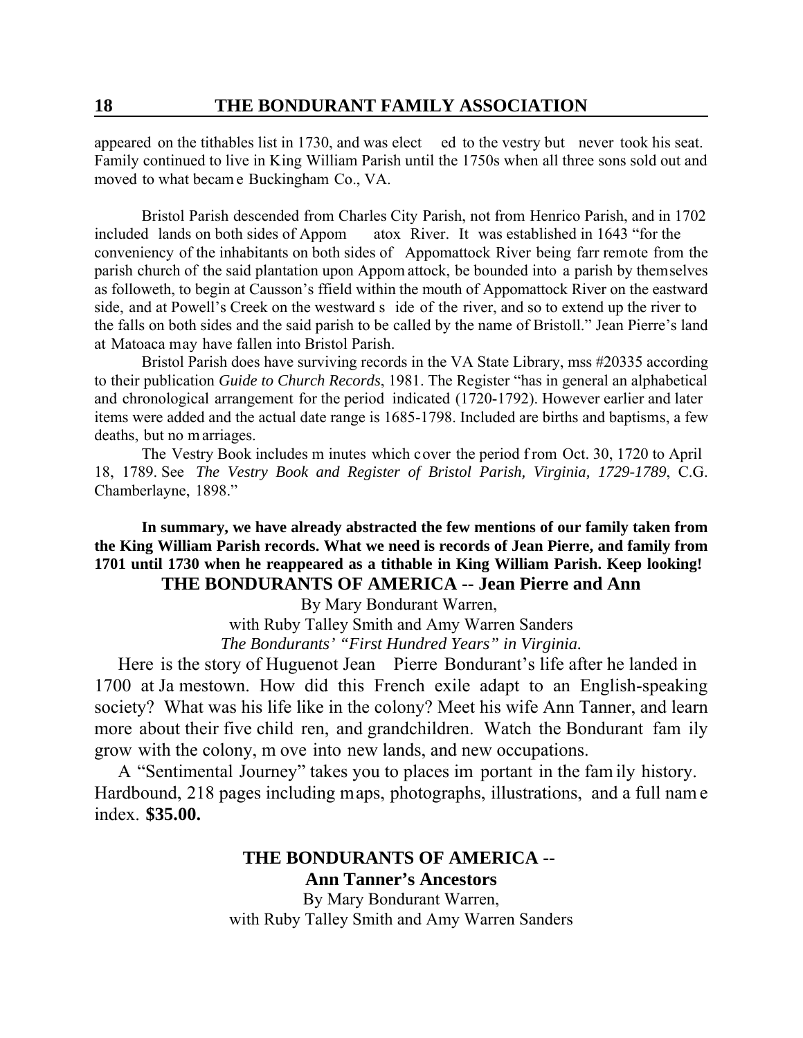appeared on the tithables list in 1730, and was elected to the vestry but never took his seat. Family continued to live in King William Parish until the 1750s when all three sons sold out and moved to what became Buckingham Co., VA.

Bristol Parish descended from Charles City Parish, not from Henrico Parish, and in 1702 included lands on both sides of Appomatox River. It was established in 1643 "for the conveniency of the inhabitants on both sides of Appomattock River being farr remote from the parish church of the said plantation upon Appomattock, be bounded into a parish by themselves as followeth, to begin at Causson's ffield within the mouth of Appomattock River on the eastward side, and at Powell's Creek on the westward side of the river, and so to extend up the river to the falls on both sides and the said parish to be called by the name of Bristoll." Jean Pierre's land at Matoaca may have fallen into Bristol Parish.

Bristol Parish does have surviving records in the VA State Library, mss #20335 according to their publication *Guide to Church Records*, 1981. The Register "has in general an alphabetical and chronological arrangement for the period indicated (1720-1792). However earlier and later items were added and the actual date range is 1685-1798. Included are births and baptisms, a few deaths, but no marriages.

The Vestry Book includes minutes which cover the period from Oct. 30, 1720 to April 18, 1789. See *The Vestry Book and Register of Bristol Parish, Virginia, 1729-1789*, C.G. Chamberlayne, 1898."

**In summary, we have already abstracted the few mentions of our family taken from the King William Parish records. What we need is records of Jean Pierre, and family from 1701 until 1730 when he reappeared as a tithable in King William Parish. Keep looking!**

## THE BONDURANTS OF AMERICA -- Jean Pierre and Ann

By Mary Bondurant Warren,
with Ruby Talley Smith and Amy Warren Sanders
*The Bondurants' "First Hundred Years" in Virginia.*

Here is the story of Huguenot Jean Pierre Bondurant's life after he landed in 1700 at Jamestown. How did this French exile adapt to an English-speaking society? What was his life like in the colony? Meet his wife Ann Tanner, and learn more about their five children, and grandchildren. Watch the Bondurant family grow with the colony, move into new lands, and new occupations.

A "Sentimental Journey" takes you to places important in the family history. Hardbound, 218 pages including maps, photographs, illustrations, and a full name index. **$35.00.**

## THE BONDURANTS OF AMERICA -- Ann Tanner's Ancestors

By Mary Bondurant Warren,
with Ruby Talley Smith and Amy Warren Sanders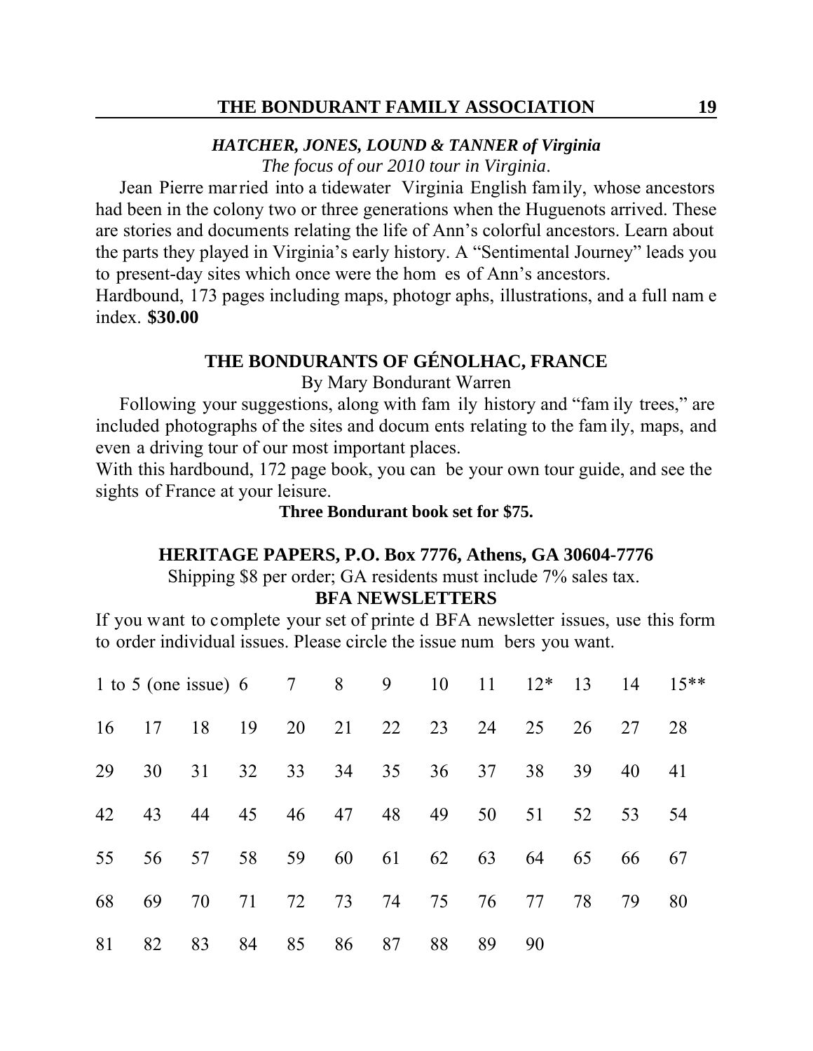### *HATCHER, JONES, LOUND & TANNER of Virginia*

*The focus of our 2010 tour in Virginia.*

Jean Pierre married into a tidewater Virginia English family, whose ancestors had been in the colony two or three generations when the Huguenots arrived. These are stories and documents relating the life of Ann's colorful ancestors. Learn about the parts they played in Virginia's early history. A "Sentimental Journey" leads you to present-day sites which once were the homes of Ann's ancestors.

Hardbound, 173 pages including maps, photographs, illustrations, and a full name index. **$30.00**

### THE BONDURANTS OF GÉNOLHAC, FRANCE

By Mary Bondurant Warren

Following your suggestions, along with family history and "family trees," are included photographs of the sites and documents relating to the family, maps, and even a driving tour of our most important places.

With this hardbound, 172 page book, you can be your own tour guide, and see the sights of France at your leisure.

**Three Bondurant book set for $75.**

**HERITAGE PAPERS, P.O. Box 7776, Athens, GA 30604-7776**

Shipping $8 per order; GA residents must include 7% sales tax.

### BFA NEWSLETTERS

If you want to complete your set of printed BFA newsletter issues, use this form to order individual issues. Please circle the issue numbers you want.

| | | | | | | | | | | | | |
|---|---|---|---|---|---|---|---|---|---|---|---|---|
| 1 to 5 (one issue) | 6 | 7 | 8 | 9 | 10 | 11 | 12* | 13 | 14 | 15** | | |
| 16 | 17 | 18 | 19 | 20 | 21 | 22 | 23 | 24 | 25 | 26 | 27 | 28 |
| 29 | 30 | 31 | 32 | 33 | 34 | 35 | 36 | 37 | 38 | 39 | 40 | 41 |
| 42 | 43 | 44 | 45 | 46 | 47 | 48 | 49 | 50 | 51 | 52 | 53 | 54 |
| 55 | 56 | 57 | 58 | 59 | 60 | 61 | 62 | 63 | 64 | 65 | 66 | 67 |
| 68 | 69 | 70 | 71 | 72 | 73 | 74 | 75 | 76 | 77 | 78 | 79 | 80 |
| 81 | 82 | 83 | 84 | 85 | 86 | 87 | 88 | 89 | 90 | | | |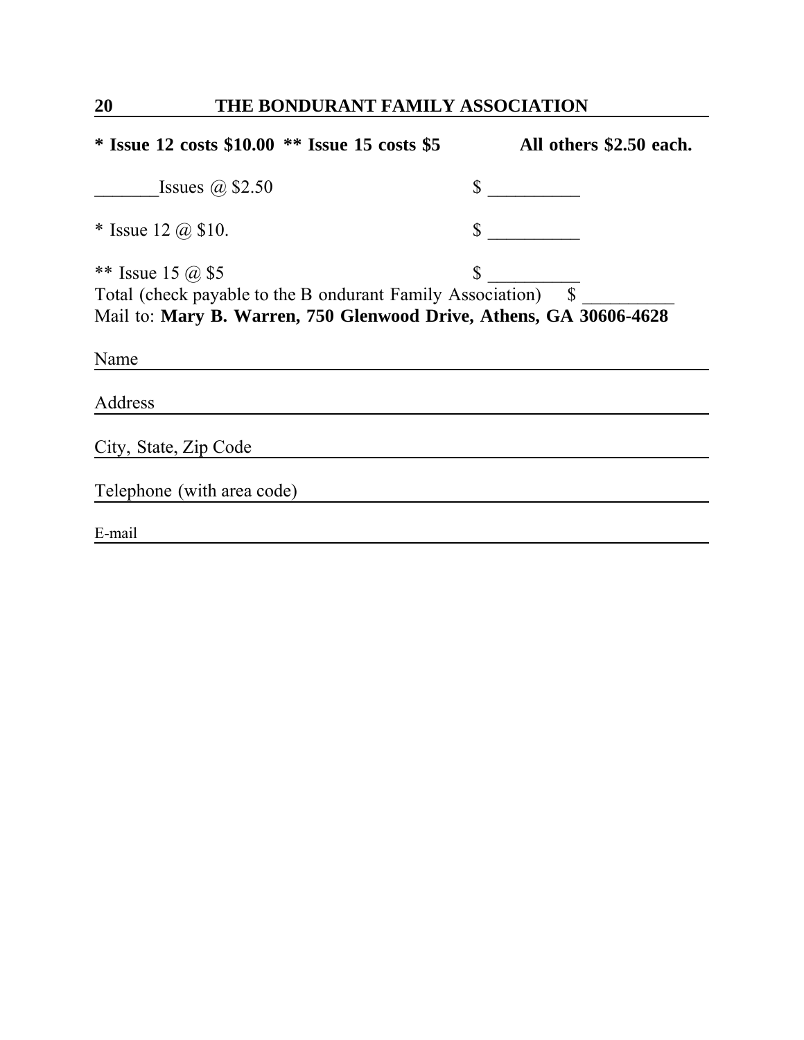**\* Issue 12 costs $10.00 \*\* Issue 15 costs $5 All others $2.50 each.**

_______Issues @ $2.50 $ __________

* Issue 12 @ $10. $ __________

** Issue 15 @ $5 $ __________

Total (check payable to the Bondurant Family Association) $ __________

Mail to: **Mary B. Warren, 750 Glenwood Drive, Athens, GA 30606-4628**

Name ____________________________________________

Address ____________________________________________

City, State, Zip Code ____________________________________________

Telephone (with area code) ____________________________________________

E-mail ____________________________________________